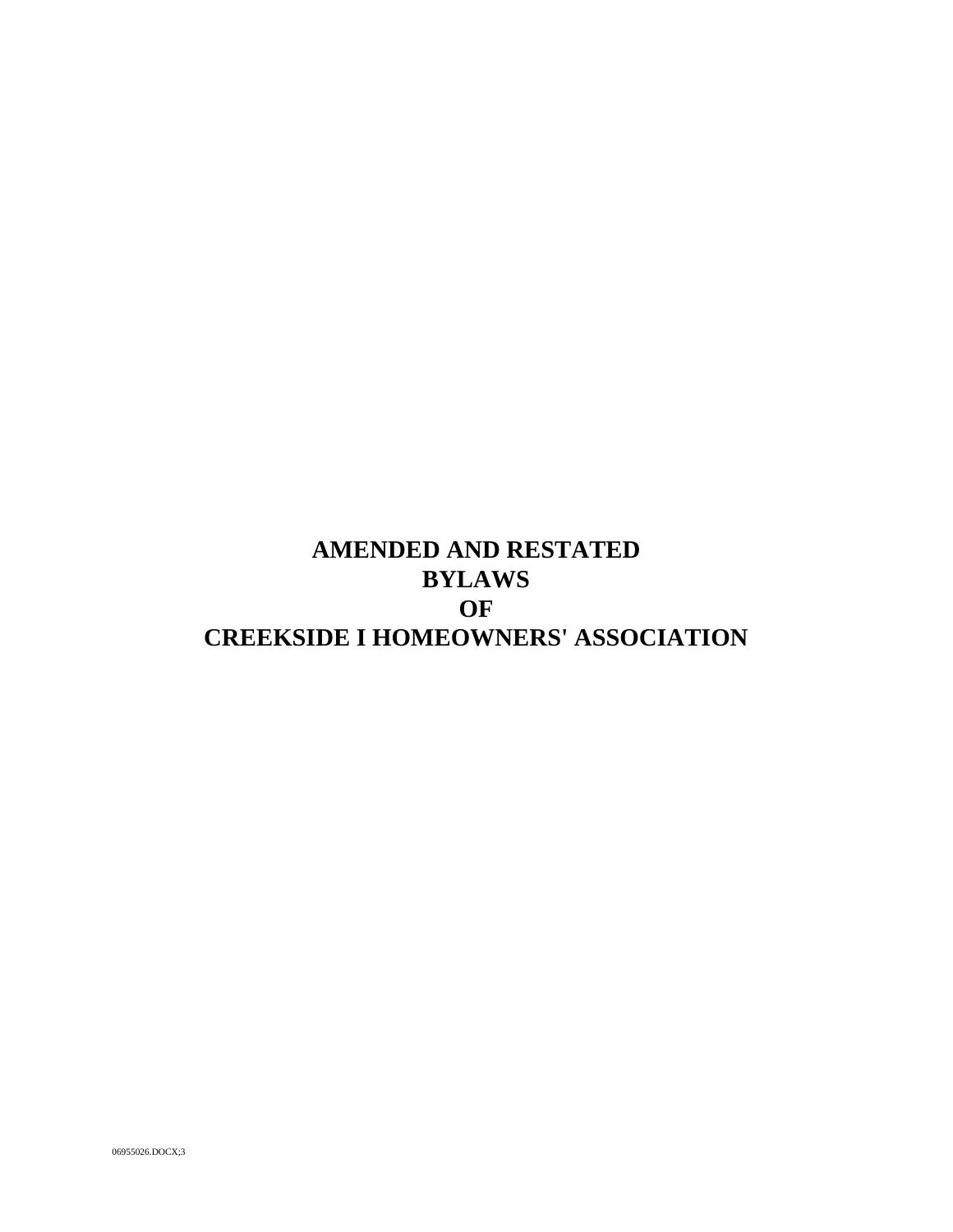# AMENDED AND RESTATED BYLAWS OF CREEKSIDE I HOMEOWNERS' ASSOCIATION

06955026.DOCX;3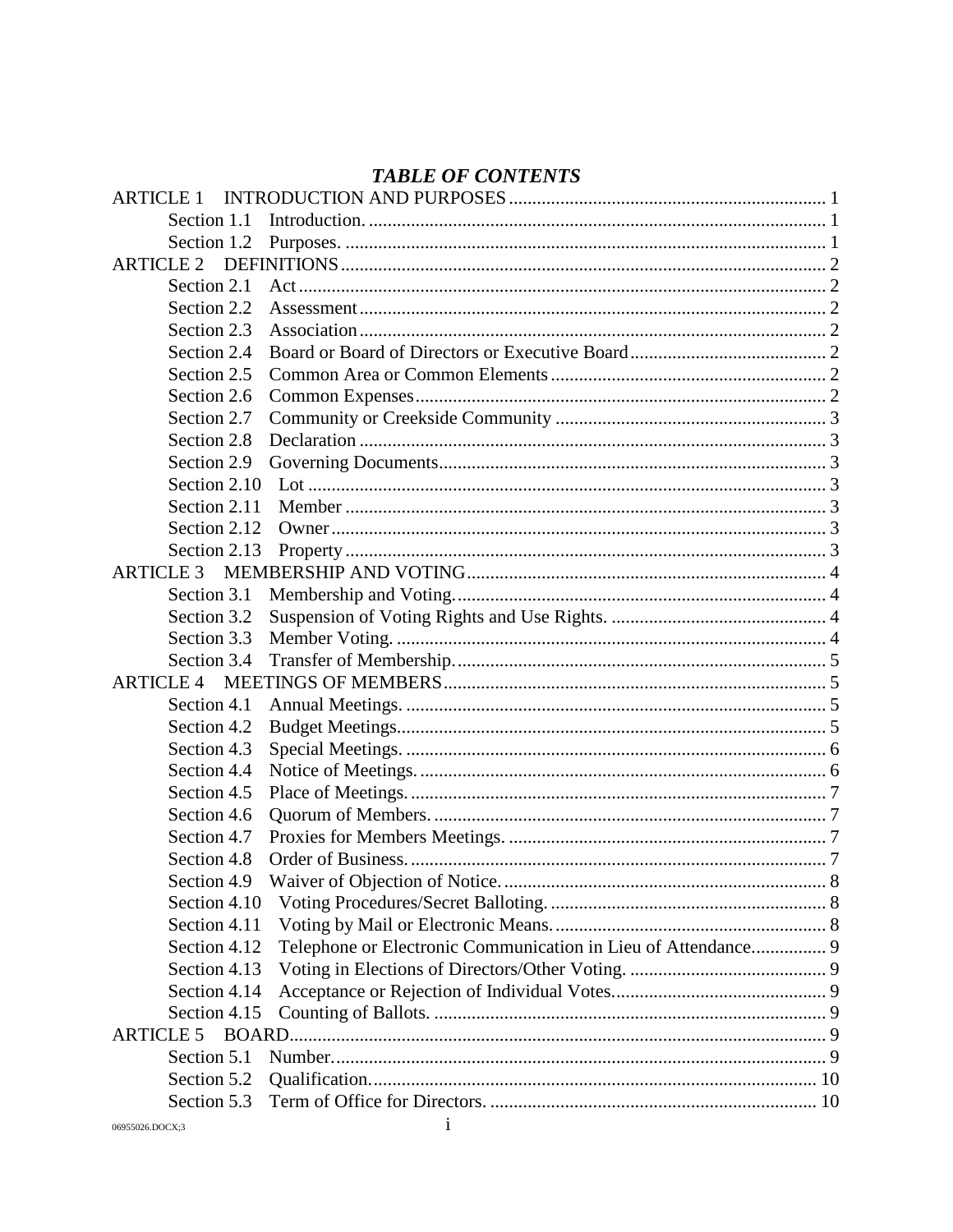## *TABLE OF CONTENTS*

ARTICLE 1 INTRODUCTION AND PURPOSES ... 1
- Section 1.1 Introduction. ... 1
- Section 1.2 Purposes. ... 1

ARTICLE 2 DEFINITIONS ... 2
- Section 2.1 Act ... 2
- Section 2.2 Assessment ... 2
- Section 2.3 Association ... 2
- Section 2.4 Board or Board of Directors or Executive Board ... 2
- Section 2.5 Common Area or Common Elements ... 2
- Section 2.6 Common Expenses ... 2
- Section 2.7 Community or Creekside Community ... 3
- Section 2.8 Declaration ... 3
- Section 2.9 Governing Documents ... 3
- Section 2.10 Lot ... 3
- Section 2.11 Member ... 3
- Section 2.12 Owner ... 3
- Section 2.13 Property ... 3

ARTICLE 3 MEMBERSHIP AND VOTING ... 4
- Section 3.1 Membership and Voting. ... 4
- Section 3.2 Suspension of Voting Rights and Use Rights. ... 4
- Section 3.3 Member Voting. ... 4
- Section 3.4 Transfer of Membership. ... 5

ARTICLE 4 MEETINGS OF MEMBERS ... 5
- Section 4.1 Annual Meetings. ... 5
- Section 4.2 Budget Meetings. ... 5
- Section 4.3 Special Meetings. ... 6
- Section 4.4 Notice of Meetings. ... 6
- Section 4.5 Place of Meetings. ... 7
- Section 4.6 Quorum of Members. ... 7
- Section 4.7 Proxies for Members Meetings. ... 7
- Section 4.8 Order of Business. ... 7
- Section 4.9 Waiver of Objection of Notice. ... 8
- Section 4.10 Voting Procedures/Secret Balloting. ... 8
- Section 4.11 Voting by Mail or Electronic Means. ... 8
- Section 4.12 Telephone or Electronic Communication in Lieu of Attendance. ... 9
- Section 4.13 Voting in Elections of Directors/Other Voting. ... 9
- Section 4.14 Acceptance or Rejection of Individual Votes. ... 9
- Section 4.15 Counting of Ballots. ... 9

ARTICLE 5 BOARD ... 9
- Section 5.1 Number. ... 9
- Section 5.2 Qualification. ... 10
- Section 5.3 Term of Office for Directors. ... 10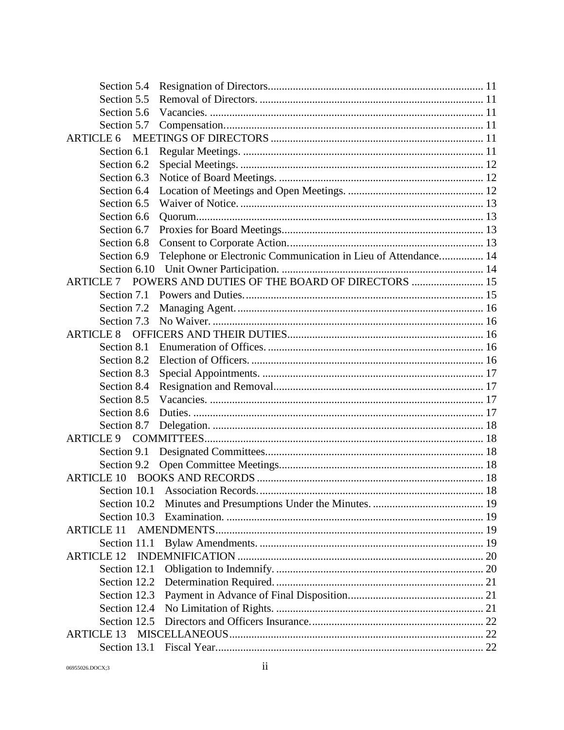Section 5.4 Resignation of Directors. 11
Section 5.5 Removal of Directors. 11
Section 5.6 Vacancies. 11
Section 5.7 Compensation. 11

ARTICLE 6 MEETINGS OF DIRECTORS 11
Section 6.1 Regular Meetings. 11
Section 6.2 Special Meetings. 12
Section 6.3 Notice of Board Meetings. 12
Section 6.4 Location of Meetings and Open Meetings. 12
Section 6.5 Waiver of Notice. 13
Section 6.6 Quorum. 13
Section 6.7 Proxies for Board Meetings. 13
Section 6.8 Consent to Corporate Action. 13
Section 6.9 Telephone or Electronic Communication in Lieu of Attendance. 14
Section 6.10 Unit Owner Participation. 14

ARTICLE 7 POWERS AND DUTIES OF THE BOARD OF DIRECTORS 15
Section 7.1 Powers and Duties. 15
Section 7.2 Managing Agent. 16
Section 7.3 No Waiver. 16

ARTICLE 8 OFFICERS AND THEIR DUTIES 16
Section 8.1 Enumeration of Offices. 16
Section 8.2 Election of Officers. 16
Section 8.3 Special Appointments. 17
Section 8.4 Resignation and Removal. 17
Section 8.5 Vacancies. 17
Section 8.6 Duties. 17
Section 8.7 Delegation. 18

ARTICLE 9 COMMITTEES 18
Section 9.1 Designated Committees. 18
Section 9.2 Open Committee Meetings. 18

ARTICLE 10 BOOKS AND RECORDS 18
Section 10.1 Association Records. 18
Section 10.2 Minutes and Presumptions Under the Minutes. 19
Section 10.3 Examination. 19

ARTICLE 11 AMENDMENTS 19
Section 11.1 Bylaw Amendments. 19

ARTICLE 12 INDEMNIFICATION 20
Section 12.1 Obligation to Indemnify. 20
Section 12.2 Determination Required. 21
Section 12.3 Payment in Advance of Final Disposition. 21
Section 12.4 No Limitation of Rights. 21
Section 12.5 Directors and Officers Insurance. 22

ARTICLE 13 MISCELLANEOUS 22
Section 13.1 Fiscal Year. 22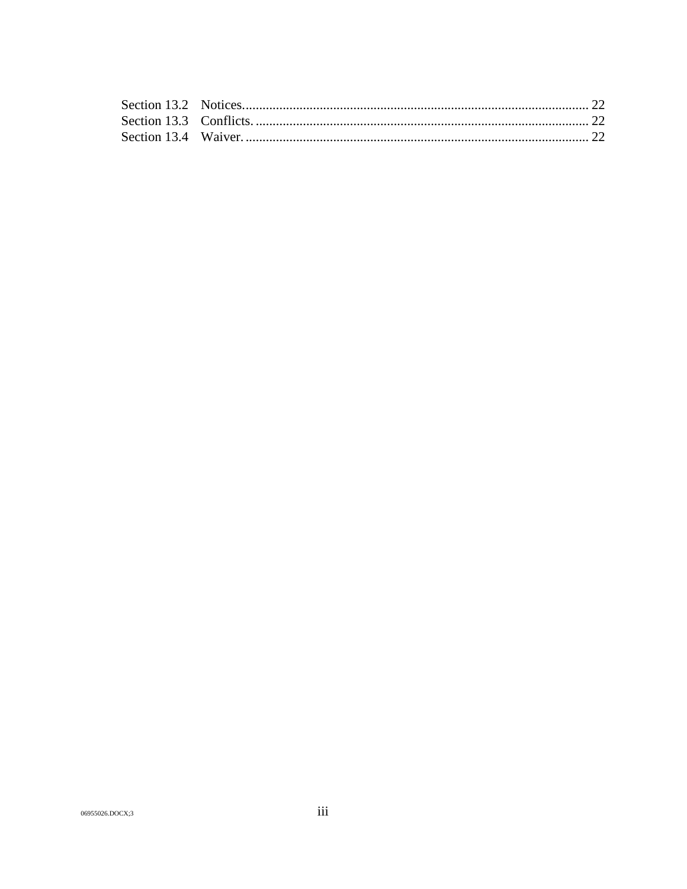| | | |
|---|---|---|
| Section 13.2 | Notices | 22 |
| Section 13.3 | Conflicts. | 22 |
| Section 13.4 | Waiver. | 22 |

06955026.DOCX;3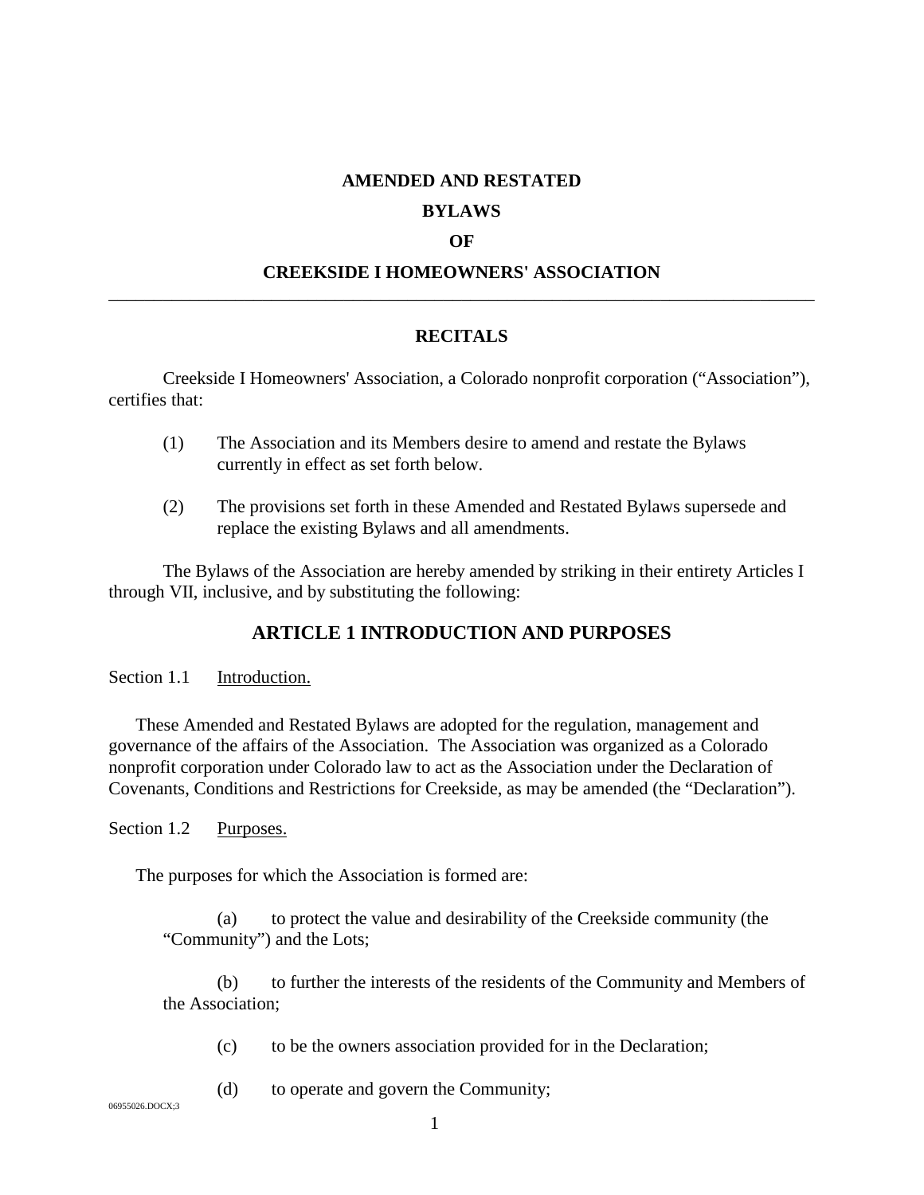**AMENDED AND RESTATED**

**BYLAWS**

**OF**

**CREEKSIDE I HOMEOWNERS' ASSOCIATION**

---

**RECITALS**

Creekside I Homeowners' Association, a Colorado nonprofit corporation ("Association"), certifies that:

(1) The Association and its Members desire to amend and restate the Bylaws currently in effect as set forth below.

(2) The provisions set forth in these Amended and Restated Bylaws supersede and replace the existing Bylaws and all amendments.

The Bylaws of the Association are hereby amended by striking in their entirety Articles I through VII, inclusive, and by substituting the following:

## ARTICLE 1 INTRODUCTION AND PURPOSES

Section 1.1 Introduction.

These Amended and Restated Bylaws are adopted for the regulation, management and governance of the affairs of the Association. The Association was organized as a Colorado nonprofit corporation under Colorado law to act as the Association under the Declaration of Covenants, Conditions and Restrictions for Creekside, as may be amended (the "Declaration").

Section 1.2 Purposes.

The purposes for which the Association is formed are:

(a) to protect the value and desirability of the Creekside community (the "Community") and the Lots;

(b) to further the interests of the residents of the Community and Members of the Association;

(c) to be the owners association provided for in the Declaration;

(d) to operate and govern the Community;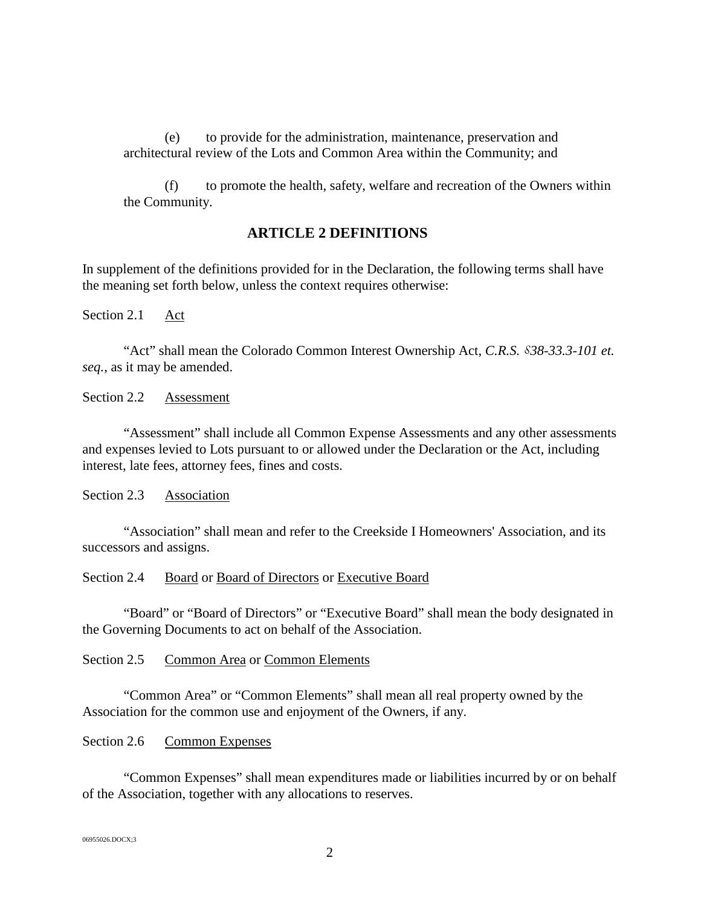(e) to provide for the administration, maintenance, preservation and architectural review of the Lots and Common Area within the Community; and

(f) to promote the health, safety, welfare and recreation of the Owners within the Community.

## ARTICLE 2 DEFINITIONS

In supplement of the definitions provided for in the Declaration, the following terms shall have the meaning set forth below, unless the context requires otherwise:

Section 2.1 Act

"Act" shall mean the Colorado Common Interest Ownership Act, *C.R.S. §38-33.3-101 et. seq.*, as it may be amended.

Section 2.2 Assessment

"Assessment" shall include all Common Expense Assessments and any other assessments and expenses levied to Lots pursuant to or allowed under the Declaration or the Act, including interest, late fees, attorney fees, fines and costs.

Section 2.3 Association

"Association" shall mean and refer to the Creekside I Homeowners' Association, and its successors and assigns.

Section 2.4 Board or Board of Directors or Executive Board

"Board" or "Board of Directors" or "Executive Board" shall mean the body designated in the Governing Documents to act on behalf of the Association.

Section 2.5 Common Area or Common Elements

"Common Area" or "Common Elements" shall mean all real property owned by the Association for the common use and enjoyment of the Owners, if any.

Section 2.6 Common Expenses

"Common Expenses" shall mean expenditures made or liabilities incurred by or on behalf of the Association, together with any allocations to reserves.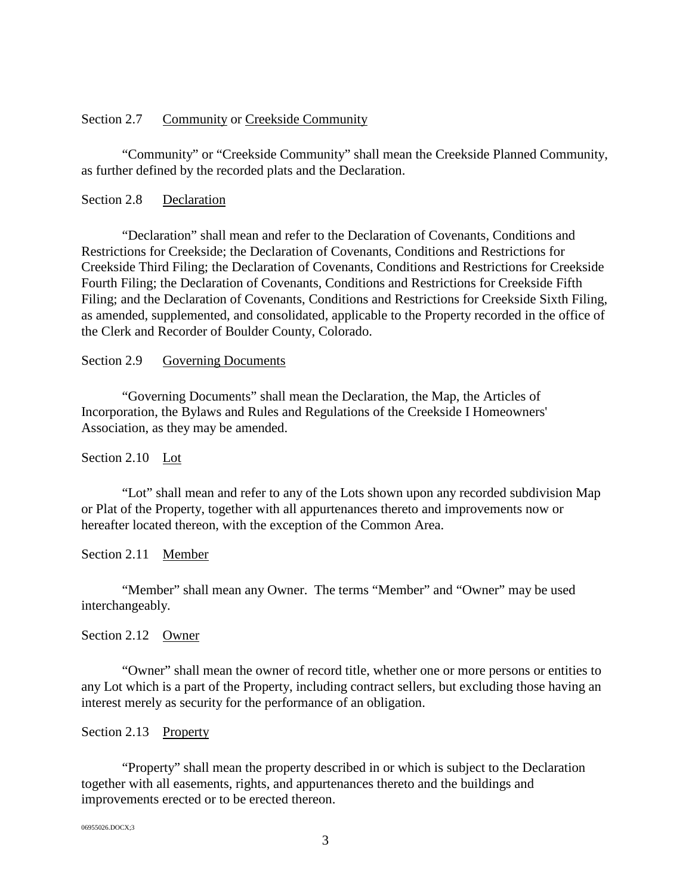Section 2.7 Community or Creekside Community

"Community" or "Creekside Community" shall mean the Creekside Planned Community, as further defined by the recorded plats and the Declaration.

Section 2.8 Declaration

"Declaration" shall mean and refer to the Declaration of Covenants, Conditions and Restrictions for Creekside; the Declaration of Covenants, Conditions and Restrictions for Creekside Third Filing; the Declaration of Covenants, Conditions and Restrictions for Creekside Fourth Filing; the Declaration of Covenants, Conditions and Restrictions for Creekside Fifth Filing; and the Declaration of Covenants, Conditions and Restrictions for Creekside Sixth Filing, as amended, supplemented, and consolidated, applicable to the Property recorded in the office of the Clerk and Recorder of Boulder County, Colorado.

Section 2.9 Governing Documents

"Governing Documents" shall mean the Declaration, the Map, the Articles of Incorporation, the Bylaws and Rules and Regulations of the Creekside I Homeowners' Association, as they may be amended.

Section 2.10 Lot

"Lot" shall mean and refer to any of the Lots shown upon any recorded subdivision Map or Plat of the Property, together with all appurtenances thereto and improvements now or hereafter located thereon, with the exception of the Common Area.

Section 2.11 Member

"Member" shall mean any Owner. The terms "Member" and "Owner" may be used interchangeably.

Section 2.12 Owner

"Owner" shall mean the owner of record title, whether one or more persons or entities to any Lot which is a part of the Property, including contract sellers, but excluding those having an interest merely as security for the performance of an obligation.

Section 2.13 Property

"Property" shall mean the property described in or which is subject to the Declaration together with all easements, rights, and appurtenances thereto and the buildings and improvements erected or to be erected thereon.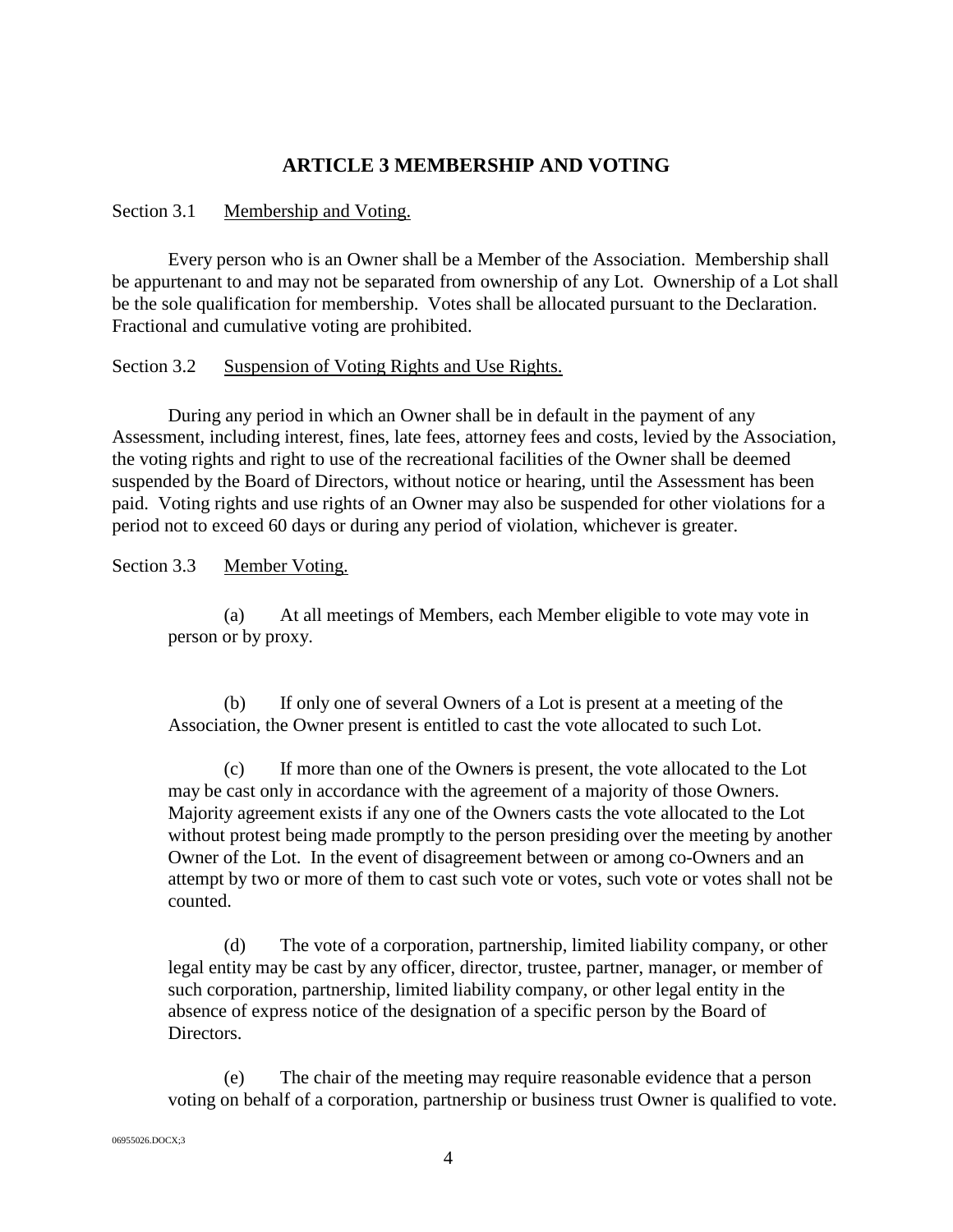## ARTICLE 3 MEMBERSHIP AND VOTING

Section 3.1 Membership and Voting.

Every person who is an Owner shall be a Member of the Association. Membership shall be appurtenant to and may not be separated from ownership of any Lot. Ownership of a Lot shall be the sole qualification for membership. Votes shall be allocated pursuant to the Declaration. Fractional and cumulative voting are prohibited.

Section 3.2 Suspension of Voting Rights and Use Rights.

During any period in which an Owner shall be in default in the payment of any Assessment, including interest, fines, late fees, attorney fees and costs, levied by the Association, the voting rights and right to use of the recreational facilities of the Owner shall be deemed suspended by the Board of Directors, without notice or hearing, until the Assessment has been paid. Voting rights and use rights of an Owner may also be suspended for other violations for a period not to exceed 60 days or during any period of violation, whichever is greater.

Section 3.3 Member Voting.

(a) At all meetings of Members, each Member eligible to vote may vote in person or by proxy.

(b) If only one of several Owners of a Lot is present at a meeting of the Association, the Owner present is entitled to cast the vote allocated to such Lot.

(c) If more than one of the Owners is present, the vote allocated to the Lot may be cast only in accordance with the agreement of a majority of those Owners. Majority agreement exists if any one of the Owners casts the vote allocated to the Lot without protest being made promptly to the person presiding over the meeting by another Owner of the Lot. In the event of disagreement between or among co-Owners and an attempt by two or more of them to cast such vote or votes, such vote or votes shall not be counted.

(d) The vote of a corporation, partnership, limited liability company, or other legal entity may be cast by any officer, director, trustee, partner, manager, or member of such corporation, partnership, limited liability company, or other legal entity in the absence of express notice of the designation of a specific person by the Board of Directors.

(e) The chair of the meeting may require reasonable evidence that a person voting on behalf of a corporation, partnership or business trust Owner is qualified to vote.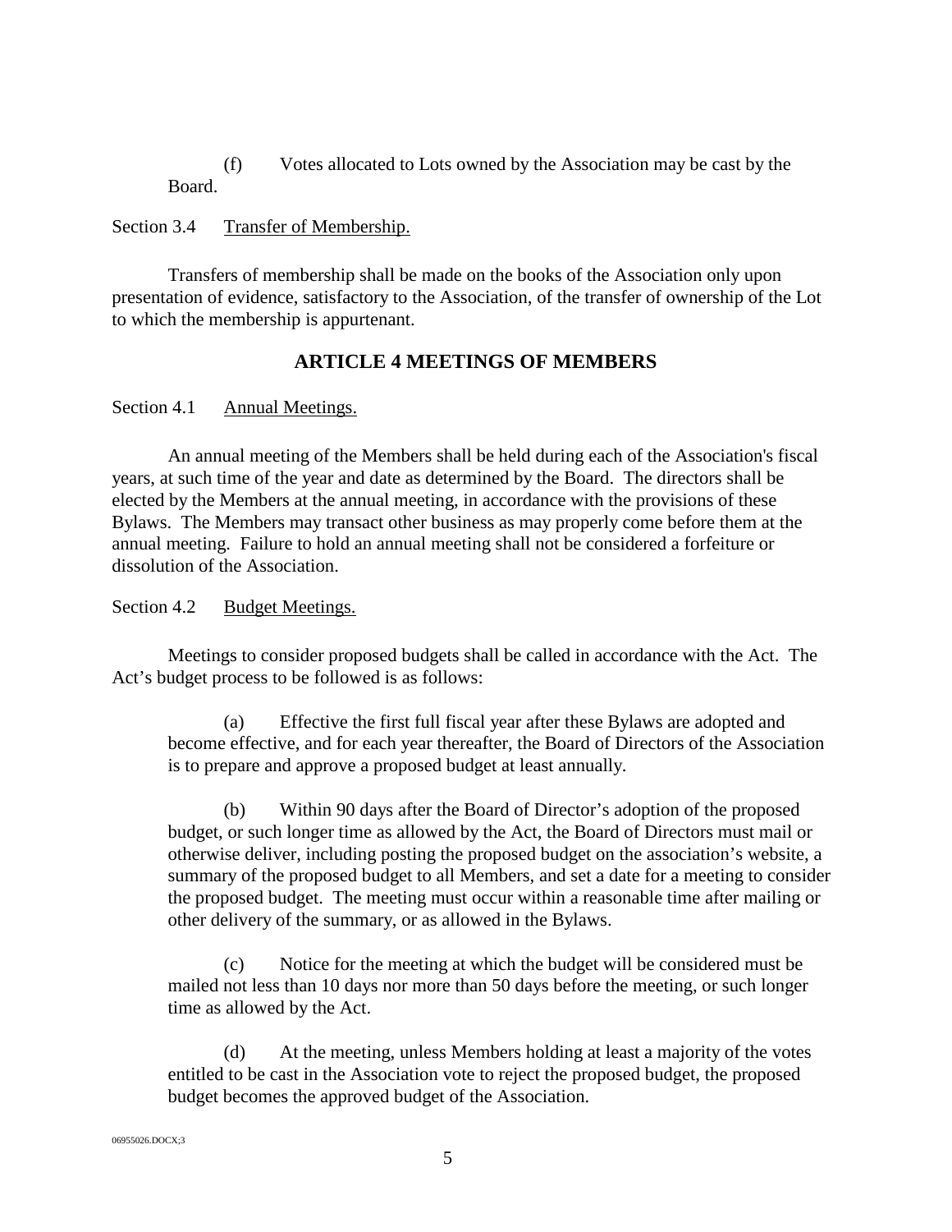(f) Votes allocated to Lots owned by the Association may be cast by the Board.

Section 3.4 Transfer of Membership.

Transfers of membership shall be made on the books of the Association only upon presentation of evidence, satisfactory to the Association, of the transfer of ownership of the Lot to which the membership is appurtenant.

## ARTICLE 4 MEETINGS OF MEMBERS

Section 4.1 Annual Meetings.

An annual meeting of the Members shall be held during each of the Association's fiscal years, at such time of the year and date as determined by the Board. The directors shall be elected by the Members at the annual meeting, in accordance with the provisions of these Bylaws. The Members may transact other business as may properly come before them at the annual meeting. Failure to hold an annual meeting shall not be considered a forfeiture or dissolution of the Association.

Section 4.2 Budget Meetings.

Meetings to consider proposed budgets shall be called in accordance with the Act. The Act's budget process to be followed is as follows:

(a) Effective the first full fiscal year after these Bylaws are adopted and become effective, and for each year thereafter, the Board of Directors of the Association is to prepare and approve a proposed budget at least annually.

(b) Within 90 days after the Board of Director's adoption of the proposed budget, or such longer time as allowed by the Act, the Board of Directors must mail or otherwise deliver, including posting the proposed budget on the association's website, a summary of the proposed budget to all Members, and set a date for a meeting to consider the proposed budget. The meeting must occur within a reasonable time after mailing or other delivery of the summary, or as allowed in the Bylaws.

(c) Notice for the meeting at which the budget will be considered must be mailed not less than 10 days nor more than 50 days before the meeting, or such longer time as allowed by the Act.

(d) At the meeting, unless Members holding at least a majority of the votes entitled to be cast in the Association vote to reject the proposed budget, the proposed budget becomes the approved budget of the Association.

06955026.DOCX;3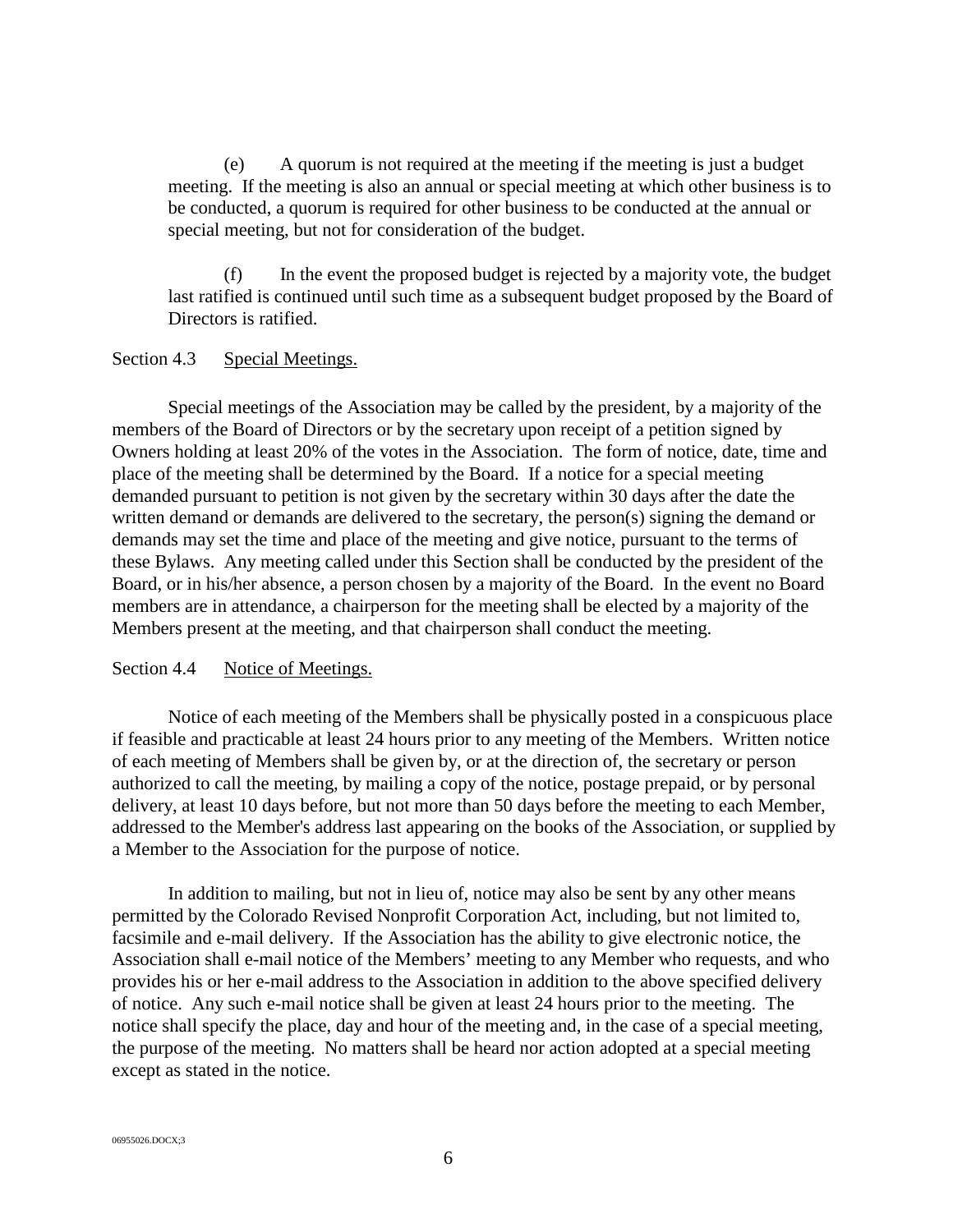(e) A quorum is not required at the meeting if the meeting is just a budget meeting. If the meeting is also an annual or special meeting at which other business is to be conducted, a quorum is required for other business to be conducted at the annual or special meeting, but not for consideration of the budget.

(f) In the event the proposed budget is rejected by a majority vote, the budget last ratified is continued until such time as a subsequent budget proposed by the Board of Directors is ratified.

Section 4.3 Special Meetings.

Special meetings of the Association may be called by the president, by a majority of the members of the Board of Directors or by the secretary upon receipt of a petition signed by Owners holding at least 20% of the votes in the Association. The form of notice, date, time and place of the meeting shall be determined by the Board. If a notice for a special meeting demanded pursuant to petition is not given by the secretary within 30 days after the date the written demand or demands are delivered to the secretary, the person(s) signing the demand or demands may set the time and place of the meeting and give notice, pursuant to the terms of these Bylaws. Any meeting called under this Section shall be conducted by the president of the Board, or in his/her absence, a person chosen by a majority of the Board. In the event no Board members are in attendance, a chairperson for the meeting shall be elected by a majority of the Members present at the meeting, and that chairperson shall conduct the meeting.

Section 4.4 Notice of Meetings.

Notice of each meeting of the Members shall be physically posted in a conspicuous place if feasible and practicable at least 24 hours prior to any meeting of the Members. Written notice of each meeting of Members shall be given by, or at the direction of, the secretary or person authorized to call the meeting, by mailing a copy of the notice, postage prepaid, or by personal delivery, at least 10 days before, but not more than 50 days before the meeting to each Member, addressed to the Member's address last appearing on the books of the Association, or supplied by a Member to the Association for the purpose of notice.

In addition to mailing, but not in lieu of, notice may also be sent by any other means permitted by the Colorado Revised Nonprofit Corporation Act, including, but not limited to, facsimile and e-mail delivery. If the Association has the ability to give electronic notice, the Association shall e-mail notice of the Members' meeting to any Member who requests, and who provides his or her e-mail address to the Association in addition to the above specified delivery of notice. Any such e-mail notice shall be given at least 24 hours prior to the meeting. The notice shall specify the place, day and hour of the meeting and, in the case of a special meeting, the purpose of the meeting. No matters shall be heard nor action adopted at a special meeting except as stated in the notice.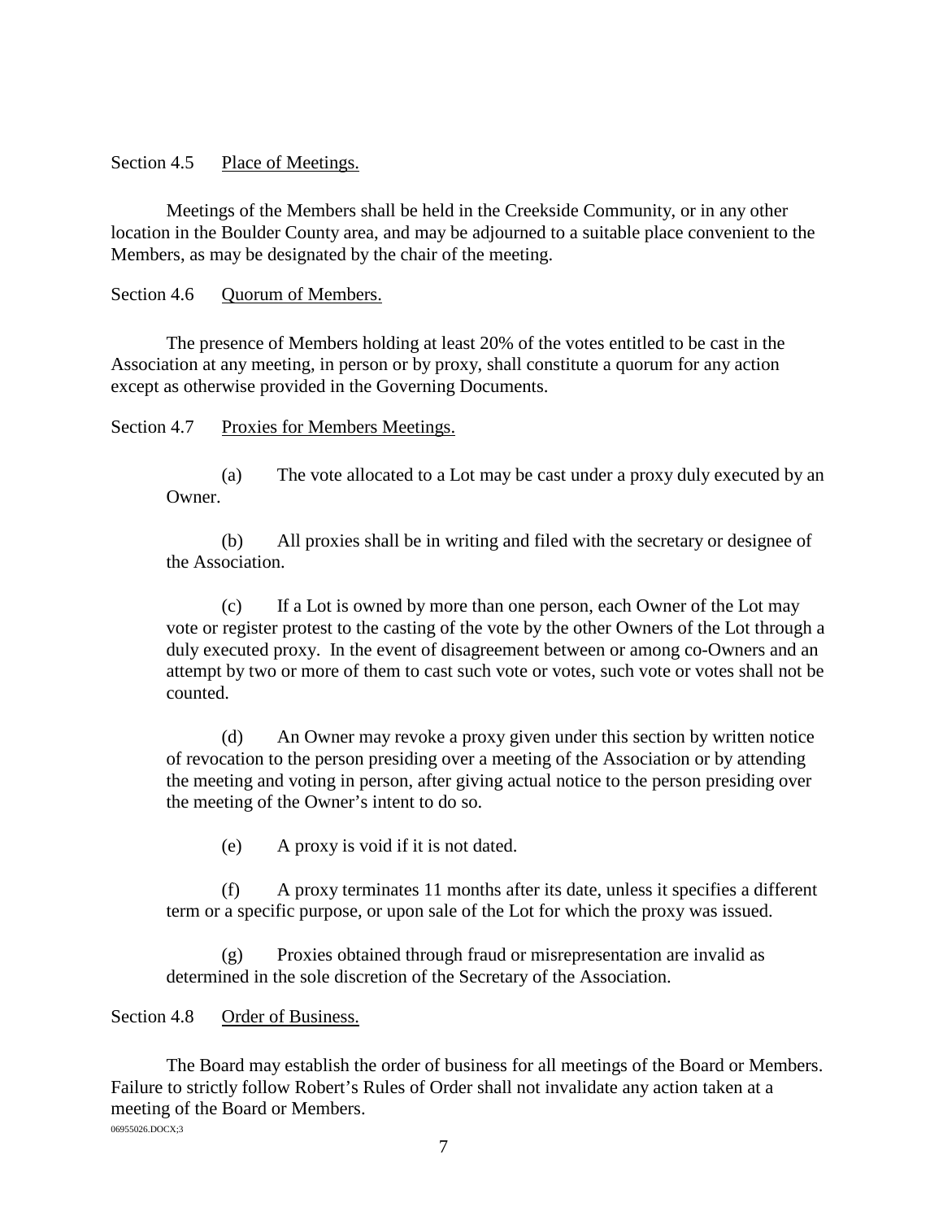Section 4.5 Place of Meetings.

Meetings of the Members shall be held in the Creekside Community, or in any other location in the Boulder County area, and may be adjourned to a suitable place convenient to the Members, as may be designated by the chair of the meeting.

Section 4.6 Quorum of Members.

The presence of Members holding at least 20% of the votes entitled to be cast in the Association at any meeting, in person or by proxy, shall constitute a quorum for any action except as otherwise provided in the Governing Documents.

Section 4.7 Proxies for Members Meetings.

(a) The vote allocated to a Lot may be cast under a proxy duly executed by an Owner.

(b) All proxies shall be in writing and filed with the secretary or designee of the Association.

(c) If a Lot is owned by more than one person, each Owner of the Lot may vote or register protest to the casting of the vote by the other Owners of the Lot through a duly executed proxy. In the event of disagreement between or among co-Owners and an attempt by two or more of them to cast such vote or votes, such vote or votes shall not be counted.

(d) An Owner may revoke a proxy given under this section by written notice of revocation to the person presiding over a meeting of the Association or by attending the meeting and voting in person, after giving actual notice to the person presiding over the meeting of the Owner's intent to do so.

(e) A proxy is void if it is not dated.

(f) A proxy terminates 11 months after its date, unless it specifies a different term or a specific purpose, or upon sale of the Lot for which the proxy was issued.

(g) Proxies obtained through fraud or misrepresentation are invalid as determined in the sole discretion of the Secretary of the Association.

Section 4.8 Order of Business.

The Board may establish the order of business for all meetings of the Board or Members. Failure to strictly follow Robert's Rules of Order shall not invalidate any action taken at a meeting of the Board or Members.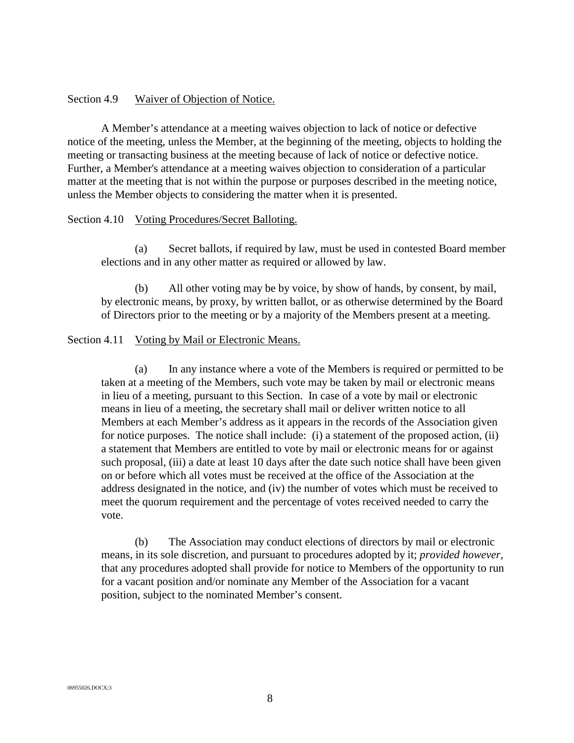Section 4.9 Waiver of Objection of Notice.

A Member’s attendance at a meeting waives objection to lack of notice or defective notice of the meeting, unless the Member, at the beginning of the meeting, objects to holding the meeting or transacting business at the meeting because of lack of notice or defective notice. Further, a Member's attendance at a meeting waives objection to consideration of a particular matter at the meeting that is not within the purpose or purposes described in the meeting notice, unless the Member objects to considering the matter when it is presented.

Section 4.10 Voting Procedures/Secret Balloting.

(a) Secret ballots, if required by law, must be used in contested Board member elections and in any other matter as required or allowed by law.

(b) All other voting may be by voice, by show of hands, by consent, by mail, by electronic means, by proxy, by written ballot, or as otherwise determined by the Board of Directors prior to the meeting or by a majority of the Members present at a meeting.

Section 4.11 Voting by Mail or Electronic Means.

(a) In any instance where a vote of the Members is required or permitted to be taken at a meeting of the Members, such vote may be taken by mail or electronic means in lieu of a meeting, pursuant to this Section. In case of a vote by mail or electronic means in lieu of a meeting, the secretary shall mail or deliver written notice to all Members at each Member’s address as it appears in the records of the Association given for notice purposes. The notice shall include: (i) a statement of the proposed action, (ii) a statement that Members are entitled to vote by mail or electronic means for or against such proposal, (iii) a date at least 10 days after the date such notice shall have been given on or before which all votes must be received at the office of the Association at the address designated in the notice, and (iv) the number of votes which must be received to meet the quorum requirement and the percentage of votes received needed to carry the vote.

(b) The Association may conduct elections of directors by mail or electronic means, in its sole discretion, and pursuant to procedures adopted by it; *provided however,* that any procedures adopted shall provide for notice to Members of the opportunity to run for a vacant position and/or nominate any Member of the Association for a vacant position, subject to the nominated Member’s consent.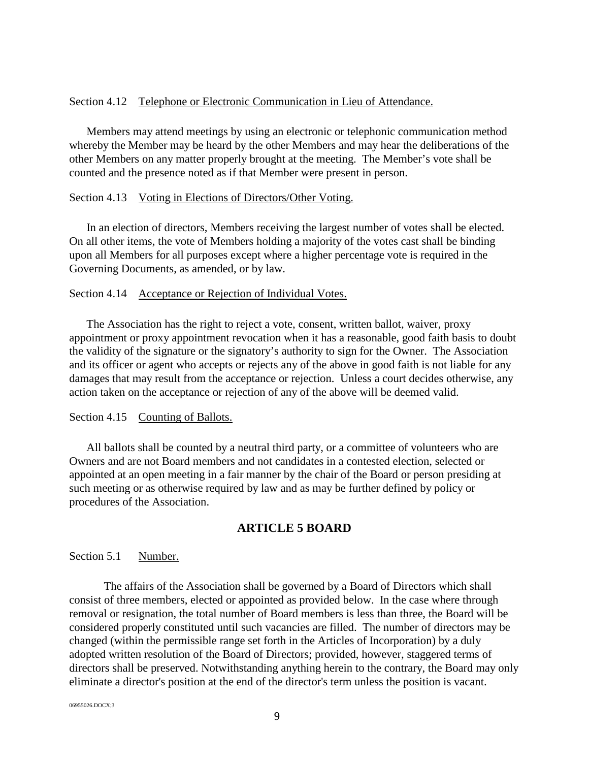Section 4.12 <u>Telephone or Electronic Communication in Lieu of Attendance.</u>

Members may attend meetings by using an electronic or telephonic communication method whereby the Member may be heard by the other Members and may hear the deliberations of the other Members on any matter properly brought at the meeting. The Member's vote shall be counted and the presence noted as if that Member were present in person.

Section 4.13 <u>Voting in Elections of Directors/Other Voting.</u>

In an election of directors, Members receiving the largest number of votes shall be elected. On all other items, the vote of Members holding a majority of the votes cast shall be binding upon all Members for all purposes except where a higher percentage vote is required in the Governing Documents, as amended, or by law.

Section 4.14 <u>Acceptance or Rejection of Individual Votes.</u>

The Association has the right to reject a vote, consent, written ballot, waiver, proxy appointment or proxy appointment revocation when it has a reasonable, good faith basis to doubt the validity of the signature or the signatory's authority to sign for the Owner. The Association and its officer or agent who accepts or rejects any of the above in good faith is not liable for any damages that may result from the acceptance or rejection. Unless a court decides otherwise, any action taken on the acceptance or rejection of any of the above will be deemed valid.

Section 4.15 <u>Counting of Ballots.</u>

All ballots shall be counted by a neutral third party, or a committee of volunteers who are Owners and are not Board members and not candidates in a contested election, selected or appointed at an open meeting in a fair manner by the chair of the Board or person presiding at such meeting or as otherwise required by law and as may be further defined by policy or procedures of the Association.

## ARTICLE 5 BOARD

Section 5.1 <u>Number.</u>

The affairs of the Association shall be governed by a Board of Directors which shall consist of three members, elected or appointed as provided below. In the case where through removal or resignation, the total number of Board members is less than three, the Board will be considered properly constituted until such vacancies are filled. The number of directors may be changed (within the permissible range set forth in the Articles of Incorporation) by a duly adopted written resolution of the Board of Directors; provided, however, staggered terms of directors shall be preserved. Notwithstanding anything herein to the contrary, the Board may only eliminate a director's position at the end of the director's term unless the position is vacant.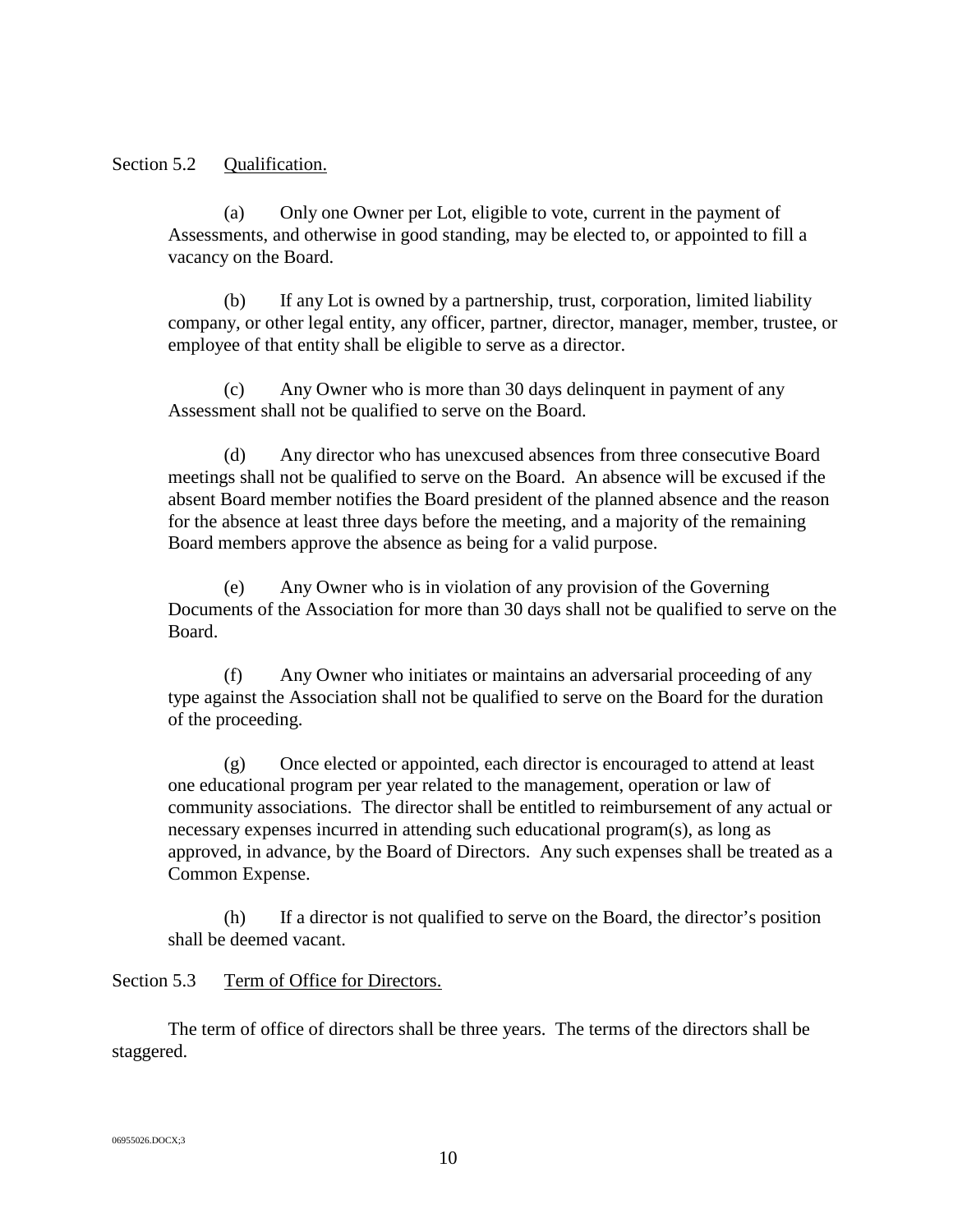Section 5.2 Qualification.

(a) Only one Owner per Lot, eligible to vote, current in the payment of Assessments, and otherwise in good standing, may be elected to, or appointed to fill a vacancy on the Board.

(b) If any Lot is owned by a partnership, trust, corporation, limited liability company, or other legal entity, any officer, partner, director, manager, member, trustee, or employee of that entity shall be eligible to serve as a director.

(c) Any Owner who is more than 30 days delinquent in payment of any Assessment shall not be qualified to serve on the Board.

(d) Any director who has unexcused absences from three consecutive Board meetings shall not be qualified to serve on the Board. An absence will be excused if the absent Board member notifies the Board president of the planned absence and the reason for the absence at least three days before the meeting, and a majority of the remaining Board members approve the absence as being for a valid purpose.

(e) Any Owner who is in violation of any provision of the Governing Documents of the Association for more than 30 days shall not be qualified to serve on the Board.

(f) Any Owner who initiates or maintains an adversarial proceeding of any type against the Association shall not be qualified to serve on the Board for the duration of the proceeding.

(g) Once elected or appointed, each director is encouraged to attend at least one educational program per year related to the management, operation or law of community associations. The director shall be entitled to reimbursement of any actual or necessary expenses incurred in attending such educational program(s), as long as approved, in advance, by the Board of Directors. Any such expenses shall be treated as a Common Expense.

(h) If a director is not qualified to serve on the Board, the director's position shall be deemed vacant.

Section 5.3 Term of Office for Directors.

The term of office of directors shall be three years. The terms of the directors shall be staggered.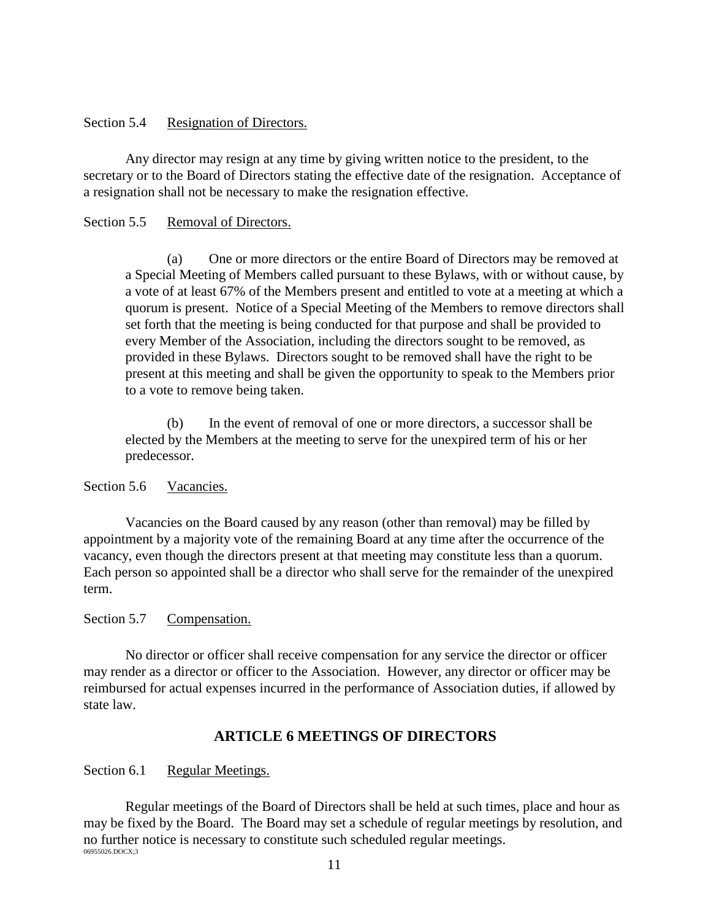Section 5.4 Resignation of Directors.

Any director may resign at any time by giving written notice to the president, to the secretary or to the Board of Directors stating the effective date of the resignation. Acceptance of a resignation shall not be necessary to make the resignation effective.

Section 5.5 Removal of Directors.

(a) One or more directors or the entire Board of Directors may be removed at a Special Meeting of Members called pursuant to these Bylaws, with or without cause, by a vote of at least 67% of the Members present and entitled to vote at a meeting at which a quorum is present. Notice of a Special Meeting of the Members to remove directors shall set forth that the meeting is being conducted for that purpose and shall be provided to every Member of the Association, including the directors sought to be removed, as provided in these Bylaws. Directors sought to be removed shall have the right to be present at this meeting and shall be given the opportunity to speak to the Members prior to a vote to remove being taken.

(b) In the event of removal of one or more directors, a successor shall be elected by the Members at the meeting to serve for the unexpired term of his or her predecessor.

Section 5.6 Vacancies.

Vacancies on the Board caused by any reason (other than removal) may be filled by appointment by a majority vote of the remaining Board at any time after the occurrence of the vacancy, even though the directors present at that meeting may constitute less than a quorum. Each person so appointed shall be a director who shall serve for the remainder of the unexpired term.

Section 5.7 Compensation.

No director or officer shall receive compensation for any service the director or officer may render as a director or officer to the Association. However, any director or officer may be reimbursed for actual expenses incurred in the performance of Association duties, if allowed by state law.

## ARTICLE 6 MEETINGS OF DIRECTORS

Section 6.1 Regular Meetings.

Regular meetings of the Board of Directors shall be held at such times, place and hour as may be fixed by the Board. The Board may set a schedule of regular meetings by resolution, and no further notice is necessary to constitute such scheduled regular meetings.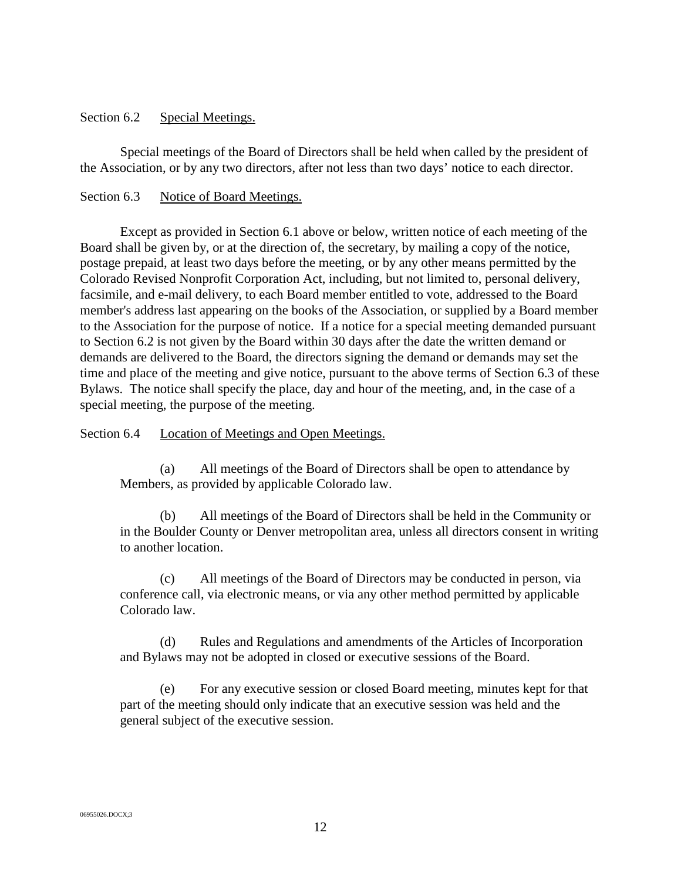Section 6.2 Special Meetings.

Special meetings of the Board of Directors shall be held when called by the president of the Association, or by any two directors, after not less than two days' notice to each director.

Section 6.3 Notice of Board Meetings.

Except as provided in Section 6.1 above or below, written notice of each meeting of the Board shall be given by, or at the direction of, the secretary, by mailing a copy of the notice, postage prepaid, at least two days before the meeting, or by any other means permitted by the Colorado Revised Nonprofit Corporation Act, including, but not limited to, personal delivery, facsimile, and e-mail delivery, to each Board member entitled to vote, addressed to the Board member's address last appearing on the books of the Association, or supplied by a Board member to the Association for the purpose of notice. If a notice for a special meeting demanded pursuant to Section 6.2 is not given by the Board within 30 days after the date the written demand or demands are delivered to the Board, the directors signing the demand or demands may set the time and place of the meeting and give notice, pursuant to the above terms of Section 6.3 of these Bylaws. The notice shall specify the place, day and hour of the meeting, and, in the case of a special meeting, the purpose of the meeting.

Section 6.4 Location of Meetings and Open Meetings.

(a) All meetings of the Board of Directors shall be open to attendance by Members, as provided by applicable Colorado law.

(b) All meetings of the Board of Directors shall be held in the Community or in the Boulder County or Denver metropolitan area, unless all directors consent in writing to another location.

(c) All meetings of the Board of Directors may be conducted in person, via conference call, via electronic means, or via any other method permitted by applicable Colorado law.

(d) Rules and Regulations and amendments of the Articles of Incorporation and Bylaws may not be adopted in closed or executive sessions of the Board.

(e) For any executive session or closed Board meeting, minutes kept for that part of the meeting should only indicate that an executive session was held and the general subject of the executive session.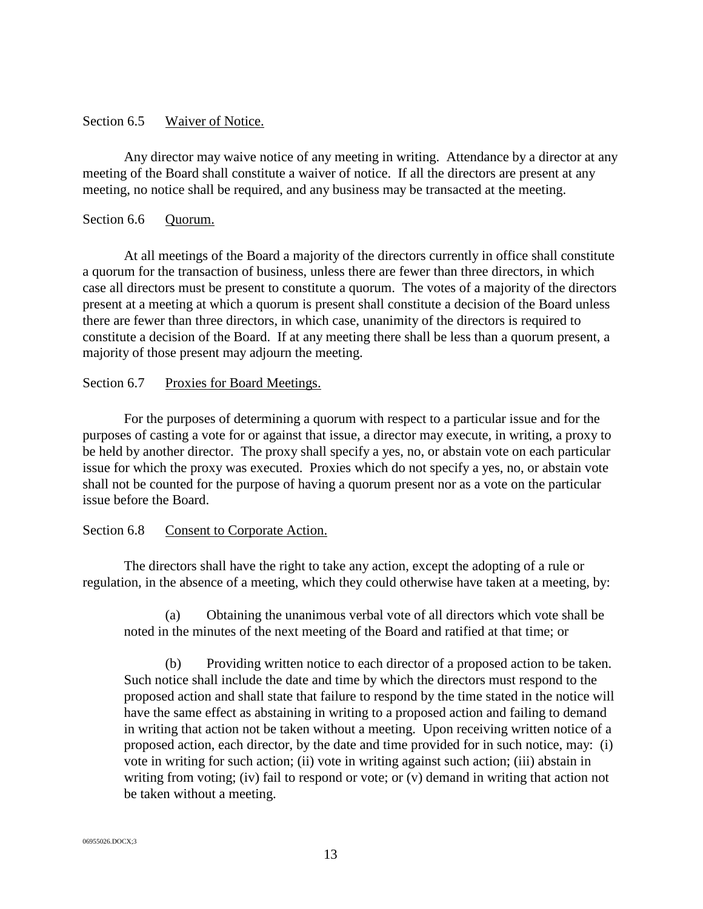### Section 6.5 Waiver of Notice.

Any director may waive notice of any meeting in writing. Attendance by a director at any meeting of the Board shall constitute a waiver of notice. If all the directors are present at any meeting, no notice shall be required, and any business may be transacted at the meeting.

### Section 6.6 Quorum.

At all meetings of the Board a majority of the directors currently in office shall constitute a quorum for the transaction of business, unless there are fewer than three directors, in which case all directors must be present to constitute a quorum. The votes of a majority of the directors present at a meeting at which a quorum is present shall constitute a decision of the Board unless there are fewer than three directors, in which case, unanimity of the directors is required to constitute a decision of the Board. If at any meeting there shall be less than a quorum present, a majority of those present may adjourn the meeting.

### Section 6.7 Proxies for Board Meetings.

For the purposes of determining a quorum with respect to a particular issue and for the purposes of casting a vote for or against that issue, a director may execute, in writing, a proxy to be held by another director. The proxy shall specify a yes, no, or abstain vote on each particular issue for which the proxy was executed. Proxies which do not specify a yes, no, or abstain vote shall not be counted for the purpose of having a quorum present nor as a vote on the particular issue before the Board.

### Section 6.8 Consent to Corporate Action.

The directors shall have the right to take any action, except the adopting of a rule or regulation, in the absence of a meeting, which they could otherwise have taken at a meeting, by:

(a) Obtaining the unanimous verbal vote of all directors which vote shall be noted in the minutes of the next meeting of the Board and ratified at that time; or

(b) Providing written notice to each director of a proposed action to be taken. Such notice shall include the date and time by which the directors must respond to the proposed action and shall state that failure to respond by the time stated in the notice will have the same effect as abstaining in writing to a proposed action and failing to demand in writing that action not be taken without a meeting. Upon receiving written notice of a proposed action, each director, by the date and time provided for in such notice, may: (i) vote in writing for such action; (ii) vote in writing against such action; (iii) abstain in writing from voting; (iv) fail to respond or vote; or (v) demand in writing that action not be taken without a meeting.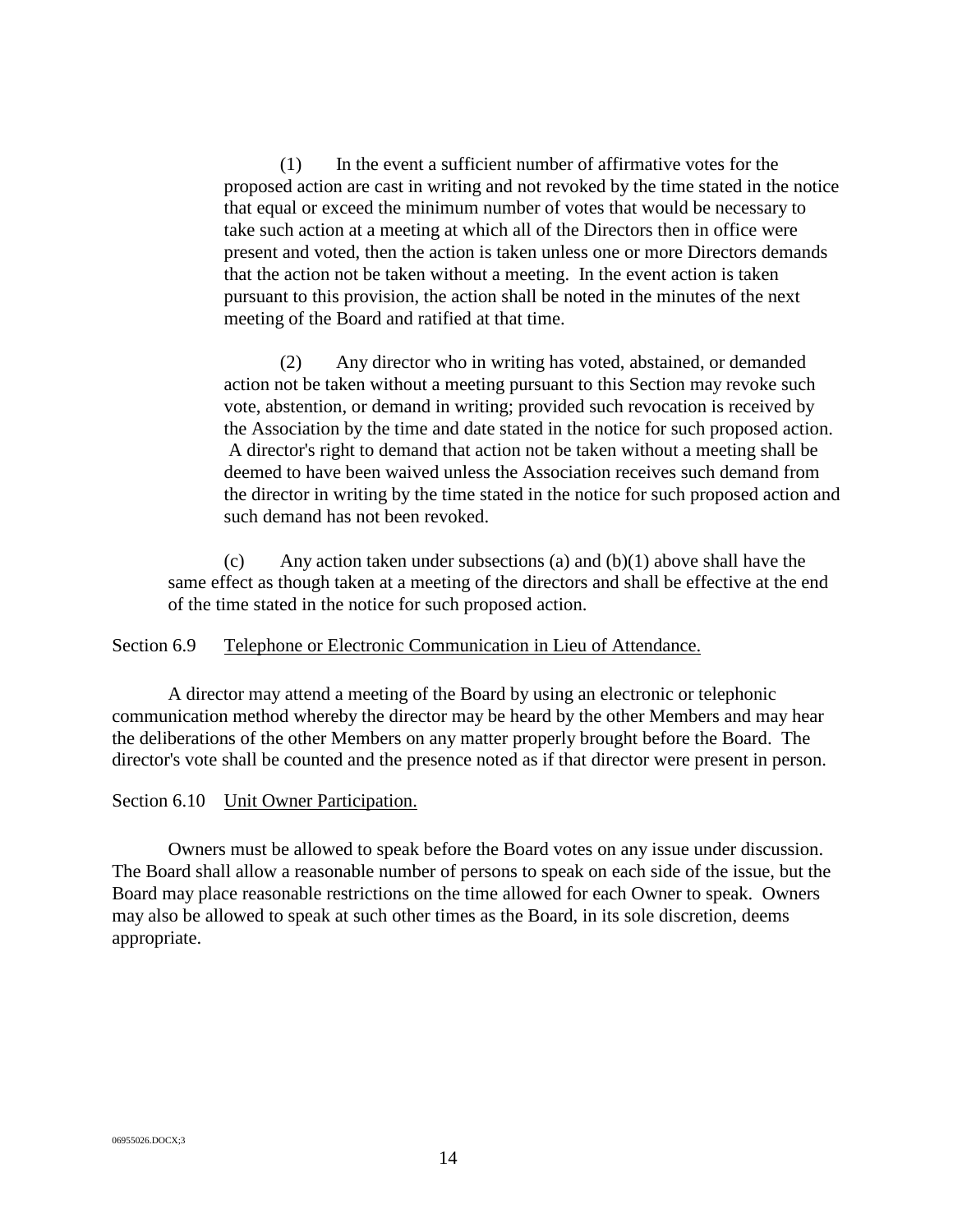(1) In the event a sufficient number of affirmative votes for the proposed action are cast in writing and not revoked by the time stated in the notice that equal or exceed the minimum number of votes that would be necessary to take such action at a meeting at which all of the Directors then in office were present and voted, then the action is taken unless one or more Directors demands that the action not be taken without a meeting. In the event action is taken pursuant to this provision, the action shall be noted in the minutes of the next meeting of the Board and ratified at that time.

(2) Any director who in writing has voted, abstained, or demanded action not be taken without a meeting pursuant to this Section may revoke such vote, abstention, or demand in writing; provided such revocation is received by the Association by the time and date stated in the notice for such proposed action. A director's right to demand that action not be taken without a meeting shall be deemed to have been waived unless the Association receives such demand from the director in writing by the time stated in the notice for such proposed action and such demand has not been revoked.

(c) Any action taken under subsections (a) and (b)(1) above shall have the same effect as though taken at a meeting of the directors and shall be effective at the end of the time stated in the notice for such proposed action.

Section 6.9 Telephone or Electronic Communication in Lieu of Attendance.

A director may attend a meeting of the Board by using an electronic or telephonic communication method whereby the director may be heard by the other Members and may hear the deliberations of the other Members on any matter properly brought before the Board. The director's vote shall be counted and the presence noted as if that director were present in person.

Section 6.10 Unit Owner Participation.

Owners must be allowed to speak before the Board votes on any issue under discussion. The Board shall allow a reasonable number of persons to speak on each side of the issue, but the Board may place reasonable restrictions on the time allowed for each Owner to speak. Owners may also be allowed to speak at such other times as the Board, in its sole discretion, deems appropriate.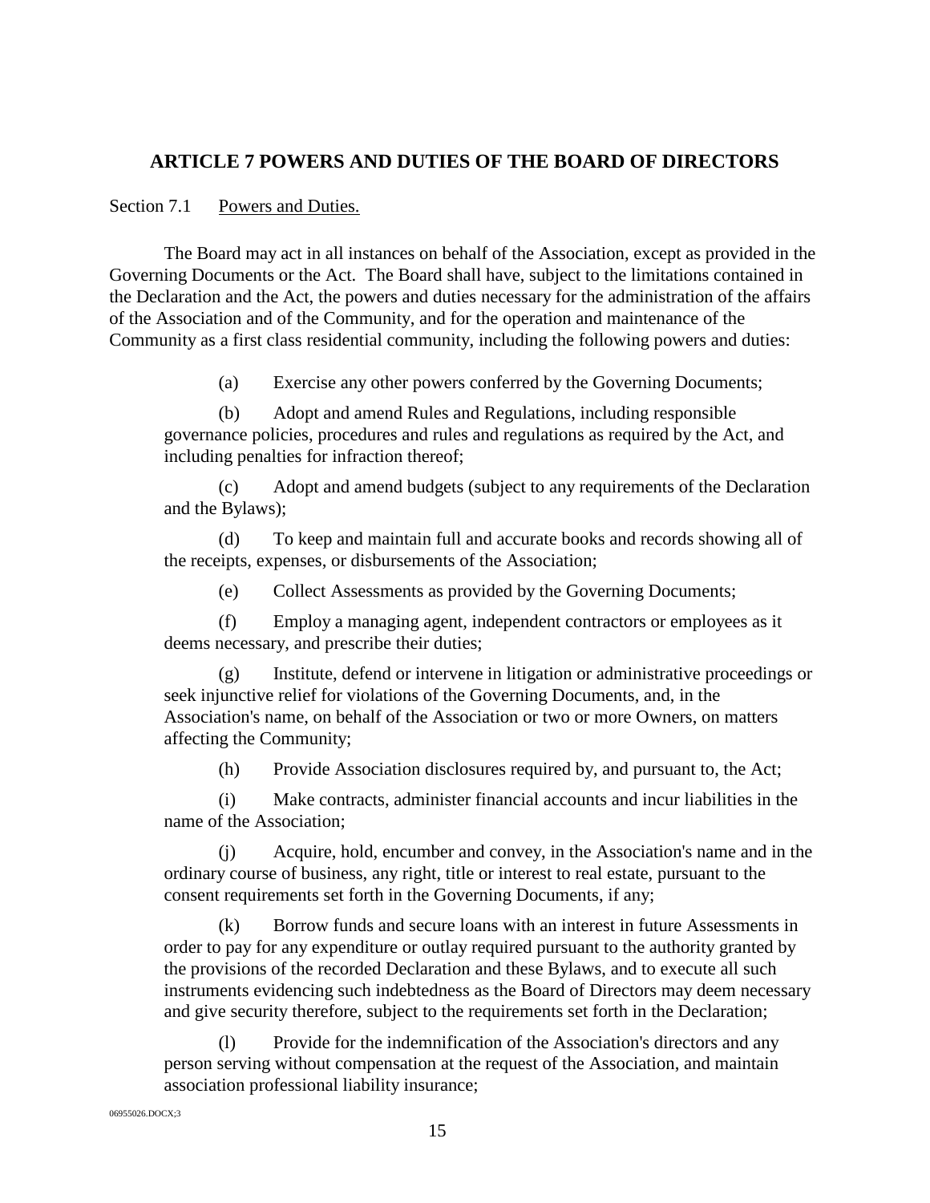## ARTICLE 7 POWERS AND DUTIES OF THE BOARD OF DIRECTORS

Section 7.1 Powers and Duties.

The Board may act in all instances on behalf of the Association, except as provided in the Governing Documents or the Act. The Board shall have, subject to the limitations contained in the Declaration and the Act, the powers and duties necessary for the administration of the affairs of the Association and of the Community, and for the operation and maintenance of the Community as a first class residential community, including the following powers and duties:

(a) Exercise any other powers conferred by the Governing Documents;

(b) Adopt and amend Rules and Regulations, including responsible governance policies, procedures and rules and regulations as required by the Act, and including penalties for infraction thereof;

(c) Adopt and amend budgets (subject to any requirements of the Declaration and the Bylaws);

(d) To keep and maintain full and accurate books and records showing all of the receipts, expenses, or disbursements of the Association;

(e) Collect Assessments as provided by the Governing Documents;

(f) Employ a managing agent, independent contractors or employees as it deems necessary, and prescribe their duties;

(g) Institute, defend or intervene in litigation or administrative proceedings or seek injunctive relief for violations of the Governing Documents, and, in the Association's name, on behalf of the Association or two or more Owners, on matters affecting the Community;

(h) Provide Association disclosures required by, and pursuant to, the Act;

(i) Make contracts, administer financial accounts and incur liabilities in the name of the Association;

(j) Acquire, hold, encumber and convey, in the Association's name and in the ordinary course of business, any right, title or interest to real estate, pursuant to the consent requirements set forth in the Governing Documents, if any;

(k) Borrow funds and secure loans with an interest in future Assessments in order to pay for any expenditure or outlay required pursuant to the authority granted by the provisions of the recorded Declaration and these Bylaws, and to execute all such instruments evidencing such indebtedness as the Board of Directors may deem necessary and give security therefore, subject to the requirements set forth in the Declaration;

(l) Provide for the indemnification of the Association's directors and any person serving without compensation at the request of the Association, and maintain association professional liability insurance;

06955026.DOCX;3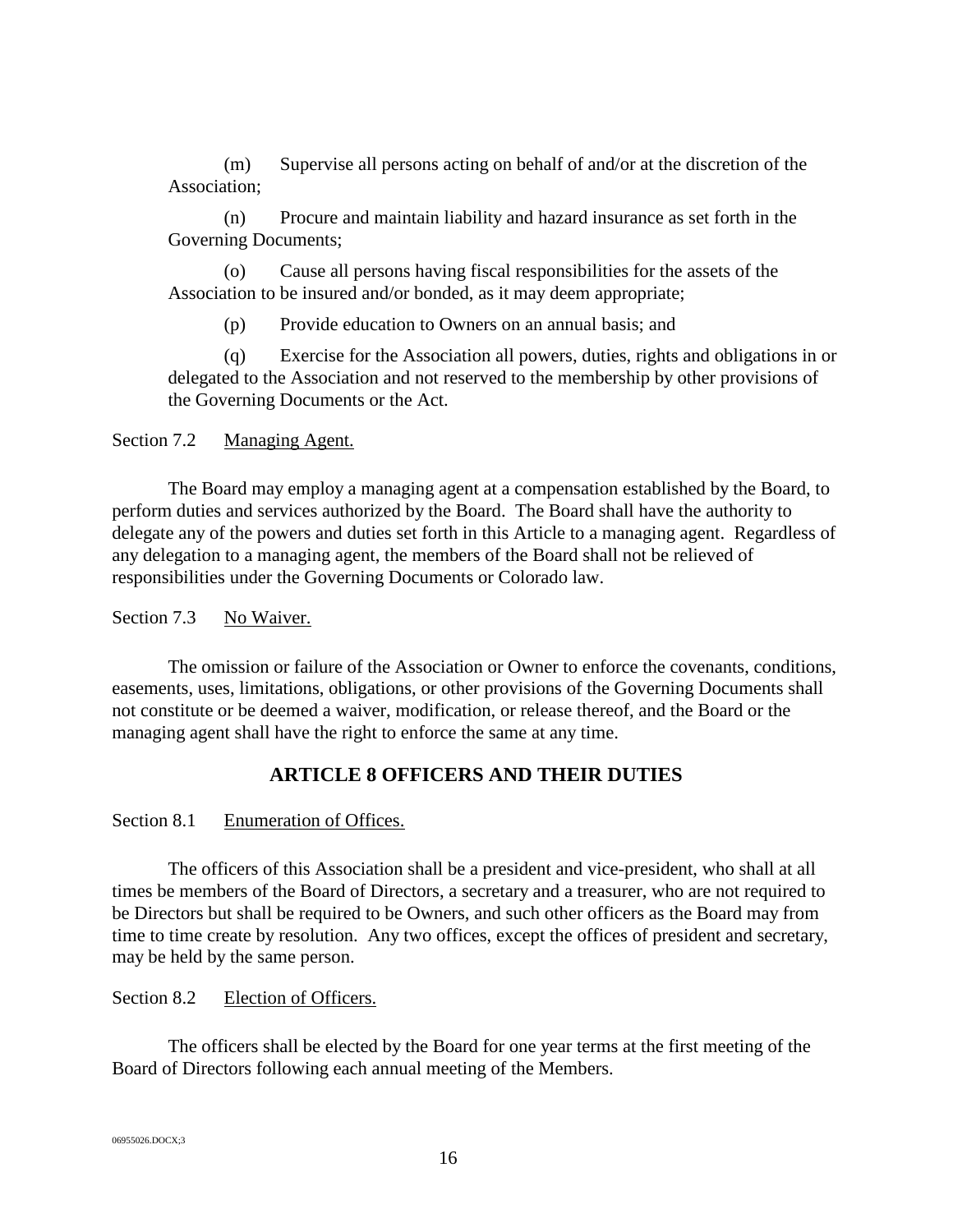(m) Supervise all persons acting on behalf of and/or at the discretion of the Association;

(n) Procure and maintain liability and hazard insurance as set forth in the Governing Documents;

(o) Cause all persons having fiscal responsibilities for the assets of the Association to be insured and/or bonded, as it may deem appropriate;

(p) Provide education to Owners on an annual basis; and

(q) Exercise for the Association all powers, duties, rights and obligations in or delegated to the Association and not reserved to the membership by other provisions of the Governing Documents or the Act.

Section 7.2 Managing Agent.

The Board may employ a managing agent at a compensation established by the Board, to perform duties and services authorized by the Board. The Board shall have the authority to delegate any of the powers and duties set forth in this Article to a managing agent. Regardless of any delegation to a managing agent, the members of the Board shall not be relieved of responsibilities under the Governing Documents or Colorado law.

Section 7.3 No Waiver.

The omission or failure of the Association or Owner to enforce the covenants, conditions, easements, uses, limitations, obligations, or other provisions of the Governing Documents shall not constitute or be deemed a waiver, modification, or release thereof, and the Board or the managing agent shall have the right to enforce the same at any time.

## ARTICLE 8 OFFICERS AND THEIR DUTIES

Section 8.1 Enumeration of Offices.

The officers of this Association shall be a president and vice-president, who shall at all times be members of the Board of Directors, a secretary and a treasurer, who are not required to be Directors but shall be required to be Owners, and such other officers as the Board may from time to time create by resolution. Any two offices, except the offices of president and secretary, may be held by the same person.

Section 8.2 Election of Officers.

The officers shall be elected by the Board for one year terms at the first meeting of the Board of Directors following each annual meeting of the Members.

06955026.DOCX;3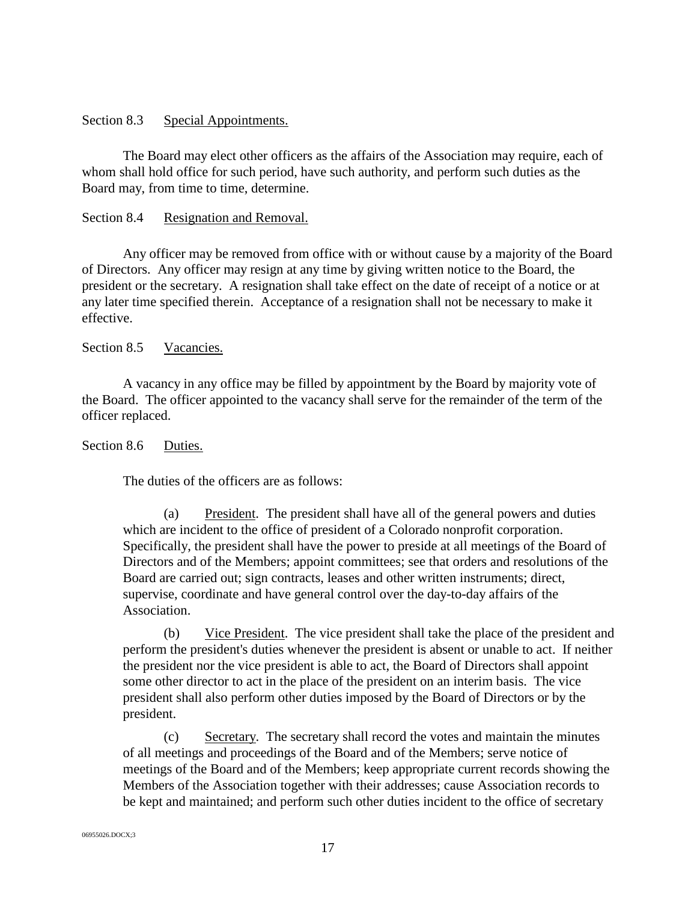Section 8.3 Special Appointments.

The Board may elect other officers as the affairs of the Association may require, each of whom shall hold office for such period, have such authority, and perform such duties as the Board may, from time to time, determine.

Section 8.4 Resignation and Removal.

Any officer may be removed from office with or without cause by a majority of the Board of Directors. Any officer may resign at any time by giving written notice to the Board, the president or the secretary. A resignation shall take effect on the date of receipt of a notice or at any later time specified therein. Acceptance of a resignation shall not be necessary to make it effective.

Section 8.5 Vacancies.

A vacancy in any office may be filled by appointment by the Board by majority vote of the Board. The officer appointed to the vacancy shall serve for the remainder of the term of the officer replaced.

Section 8.6 Duties.

The duties of the officers are as follows:

(a) President. The president shall have all of the general powers and duties which are incident to the office of president of a Colorado nonprofit corporation. Specifically, the president shall have the power to preside at all meetings of the Board of Directors and of the Members; appoint committees; see that orders and resolutions of the Board are carried out; sign contracts, leases and other written instruments; direct, supervise, coordinate and have general control over the day-to-day affairs of the Association.

(b) Vice President. The vice president shall take the place of the president and perform the president's duties whenever the president is absent or unable to act. If neither the president nor the vice president is able to act, the Board of Directors shall appoint some other director to act in the place of the president on an interim basis. The vice president shall also perform other duties imposed by the Board of Directors or by the president.

(c) Secretary. The secretary shall record the votes and maintain the minutes of all meetings and proceedings of the Board and of the Members; serve notice of meetings of the Board and of the Members; keep appropriate current records showing the Members of the Association together with their addresses; cause Association records to be kept and maintained; and perform such other duties incident to the office of secretary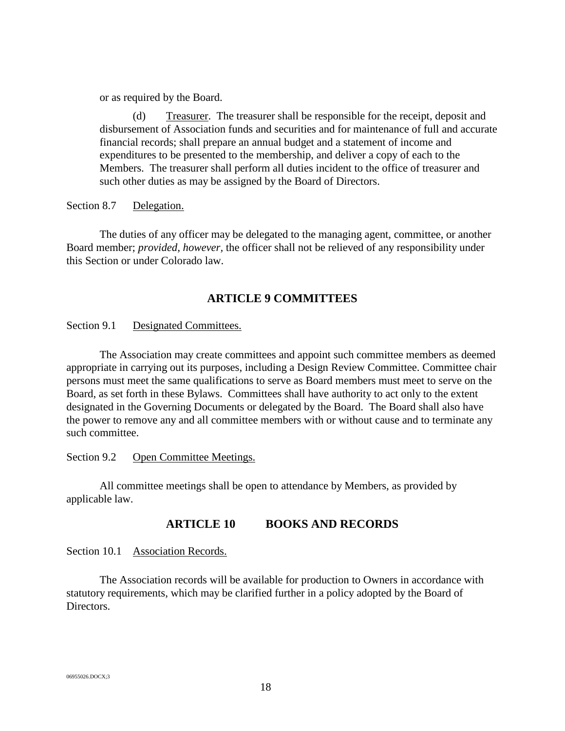or as required by the Board.

(d) Treasurer. The treasurer shall be responsible for the receipt, deposit and disbursement of Association funds and securities and for maintenance of full and accurate financial records; shall prepare an annual budget and a statement of income and expenditures to be presented to the membership, and deliver a copy of each to the Members. The treasurer shall perform all duties incident to the office of treasurer and such other duties as may be assigned by the Board of Directors.

Section 8.7 Delegation.

The duties of any officer may be delegated to the managing agent, committee, or another Board member; *provided, however*, the officer shall not be relieved of any responsibility under this Section or under Colorado law.

## ARTICLE 9 COMMITTEES

Section 9.1 Designated Committees.

The Association may create committees and appoint such committee members as deemed appropriate in carrying out its purposes, including a Design Review Committee. Committee chair persons must meet the same qualifications to serve as Board members must meet to serve on the Board, as set forth in these Bylaws. Committees shall have authority to act only to the extent designated in the Governing Documents or delegated by the Board. The Board shall also have the power to remove any and all committee members with or without cause and to terminate any such committee.

Section 9.2 Open Committee Meetings.

All committee meetings shall be open to attendance by Members, as provided by applicable law.

## ARTICLE 10 BOOKS AND RECORDS

Section 10.1 Association Records.

The Association records will be available for production to Owners in accordance with statutory requirements, which may be clarified further in a policy adopted by the Board of Directors.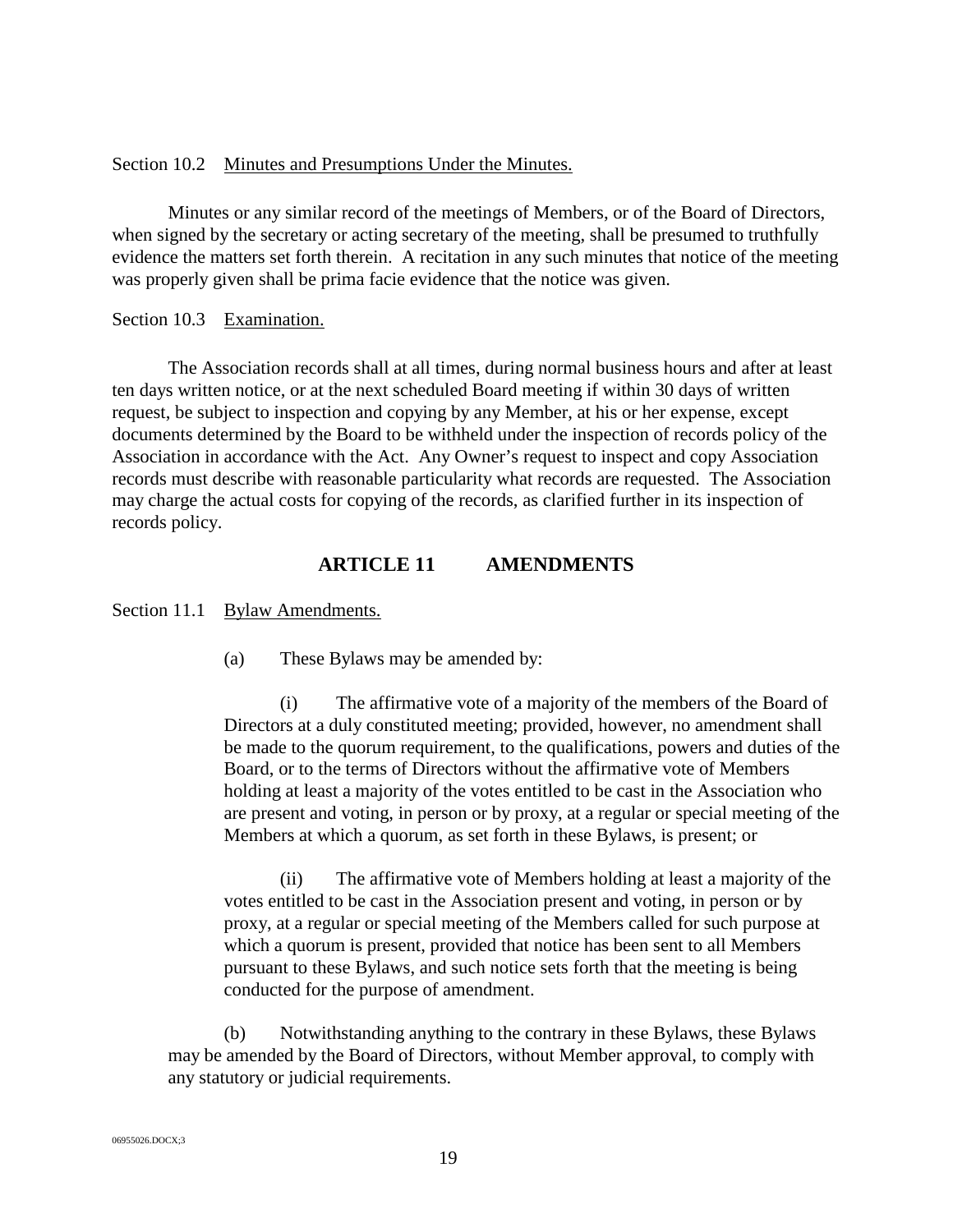Section 10.2 Minutes and Presumptions Under the Minutes.

Minutes or any similar record of the meetings of Members, or of the Board of Directors, when signed by the secretary or acting secretary of the meeting, shall be presumed to truthfully evidence the matters set forth therein. A recitation in any such minutes that notice of the meeting was properly given shall be prima facie evidence that the notice was given.

Section 10.3 Examination.

The Association records shall at all times, during normal business hours and after at least ten days written notice, or at the next scheduled Board meeting if within 30 days of written request, be subject to inspection and copying by any Member, at his or her expense, except documents determined by the Board to be withheld under the inspection of records policy of the Association in accordance with the Act. Any Owner's request to inspect and copy Association records must describe with reasonable particularity what records are requested. The Association may charge the actual costs for copying of the records, as clarified further in its inspection of records policy.

## ARTICLE 11 AMENDMENTS

Section 11.1 Bylaw Amendments.

(a) These Bylaws may be amended by:

(i) The affirmative vote of a majority of the members of the Board of Directors at a duly constituted meeting; provided, however, no amendment shall be made to the quorum requirement, to the qualifications, powers and duties of the Board, or to the terms of Directors without the affirmative vote of Members holding at least a majority of the votes entitled to be cast in the Association who are present and voting, in person or by proxy, at a regular or special meeting of the Members at which a quorum, as set forth in these Bylaws, is present; or

(ii) The affirmative vote of Members holding at least a majority of the votes entitled to be cast in the Association present and voting, in person or by proxy, at a regular or special meeting of the Members called for such purpose at which a quorum is present, provided that notice has been sent to all Members pursuant to these Bylaws, and such notice sets forth that the meeting is being conducted for the purpose of amendment.

(b) Notwithstanding anything to the contrary in these Bylaws, these Bylaws may be amended by the Board of Directors, without Member approval, to comply with any statutory or judicial requirements.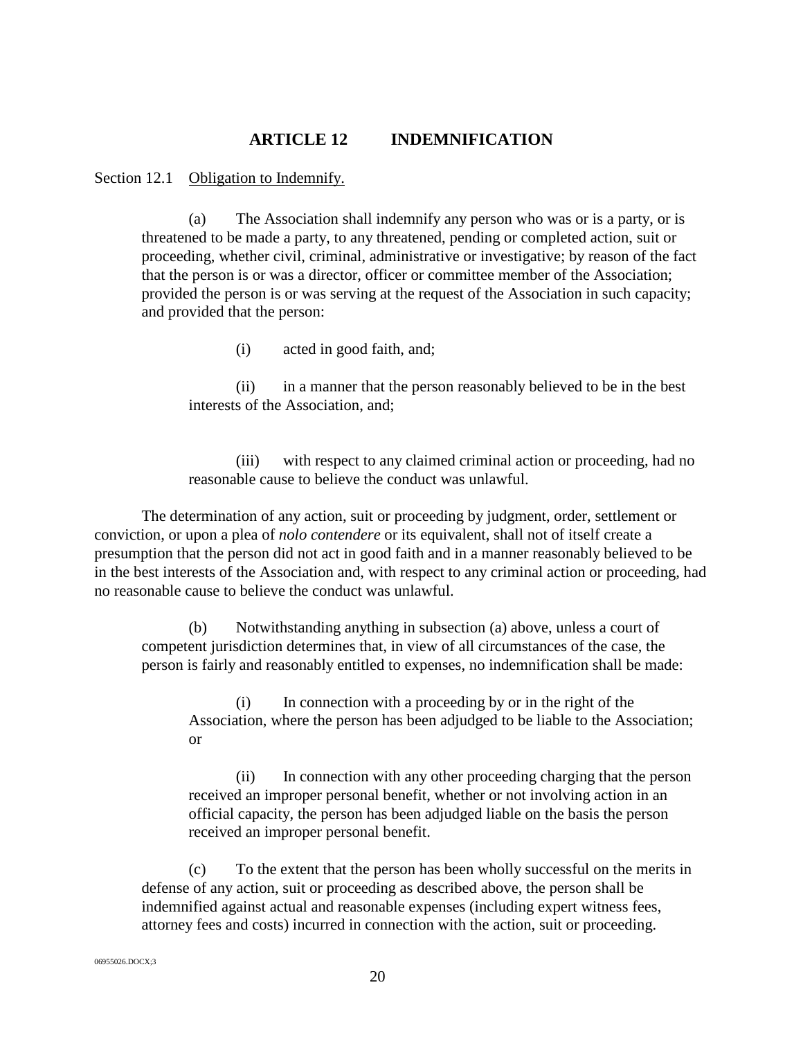## ARTICLE 12 INDEMNIFICATION

Section 12.1 Obligation to Indemnify.

(a) The Association shall indemnify any person who was or is a party, or is threatened to be made a party, to any threatened, pending or completed action, suit or proceeding, whether civil, criminal, administrative or investigative; by reason of the fact that the person is or was a director, officer or committee member of the Association; provided the person is or was serving at the request of the Association in such capacity; and provided that the person:

(i) acted in good faith, and;

(ii) in a manner that the person reasonably believed to be in the best interests of the Association, and;

(iii) with respect to any claimed criminal action or proceeding, had no reasonable cause to believe the conduct was unlawful.

The determination of any action, suit or proceeding by judgment, order, settlement or conviction, or upon a plea of *nolo contendere* or its equivalent, shall not of itself create a presumption that the person did not act in good faith and in a manner reasonably believed to be in the best interests of the Association and, with respect to any criminal action or proceeding, had no reasonable cause to believe the conduct was unlawful.

(b) Notwithstanding anything in subsection (a) above, unless a court of competent jurisdiction determines that, in view of all circumstances of the case, the person is fairly and reasonably entitled to expenses, no indemnification shall be made:

(i) In connection with a proceeding by or in the right of the Association, where the person has been adjudged to be liable to the Association; or

(ii) In connection with any other proceeding charging that the person received an improper personal benefit, whether or not involving action in an official capacity, the person has been adjudged liable on the basis the person received an improper personal benefit.

(c) To the extent that the person has been wholly successful on the merits in defense of any action, suit or proceeding as described above, the person shall be indemnified against actual and reasonable expenses (including expert witness fees, attorney fees and costs) incurred in connection with the action, suit or proceeding.

06955026.DOCX;3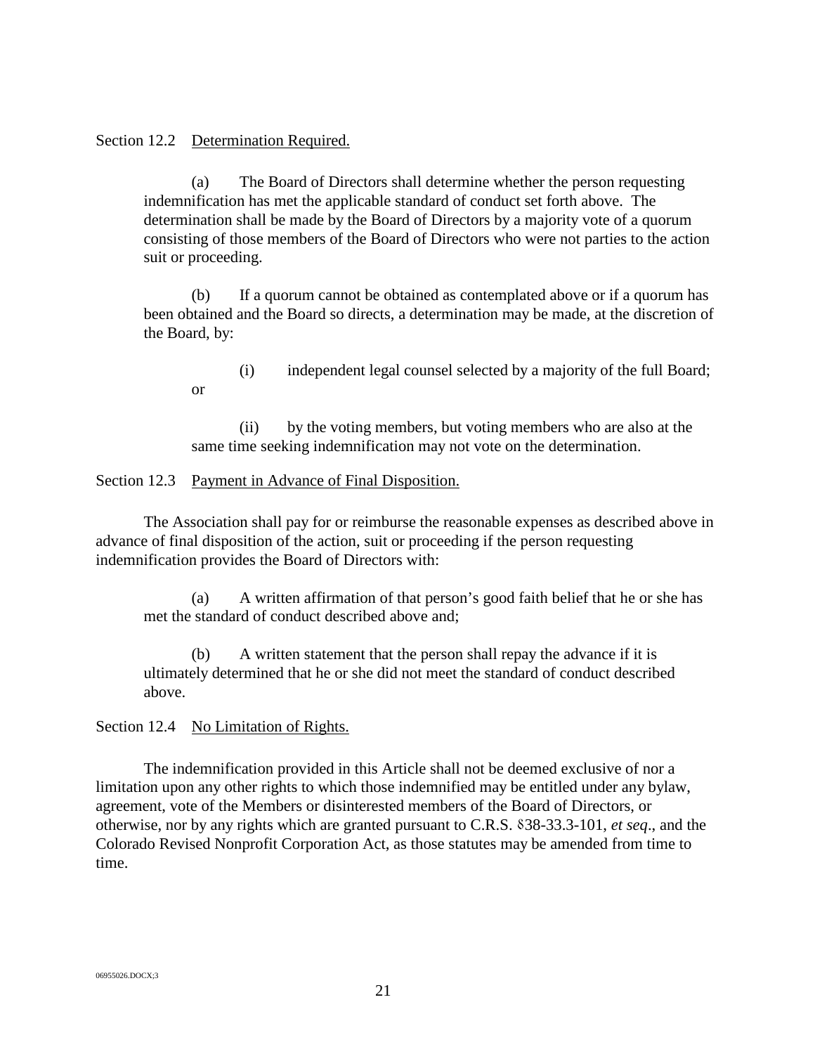Section 12.2 Determination Required.

(a) The Board of Directors shall determine whether the person requesting indemnification has met the applicable standard of conduct set forth above. The determination shall be made by the Board of Directors by a majority vote of a quorum consisting of those members of the Board of Directors who were not parties to the action suit or proceeding.

(b) If a quorum cannot be obtained as contemplated above or if a quorum has been obtained and the Board so directs, a determination may be made, at the discretion of the Board, by:

(i) independent legal counsel selected by a majority of the full Board; or

(ii) by the voting members, but voting members who are also at the same time seeking indemnification may not vote on the determination.

Section 12.3 Payment in Advance of Final Disposition.

The Association shall pay for or reimburse the reasonable expenses as described above in advance of final disposition of the action, suit or proceeding if the person requesting indemnification provides the Board of Directors with:

(a) A written affirmation of that person's good faith belief that he or she has met the standard of conduct described above and;

(b) A written statement that the person shall repay the advance if it is ultimately determined that he or she did not meet the standard of conduct described above.

Section 12.4 No Limitation of Rights.

The indemnification provided in this Article shall not be deemed exclusive of nor a limitation upon any other rights to which those indemnified may be entitled under any bylaw, agreement, vote of the Members or disinterested members of the Board of Directors, or otherwise, nor by any rights which are granted pursuant to C.R.S. §38-33.3-101, *et seq*., and the Colorado Revised Nonprofit Corporation Act, as those statutes may be amended from time to time.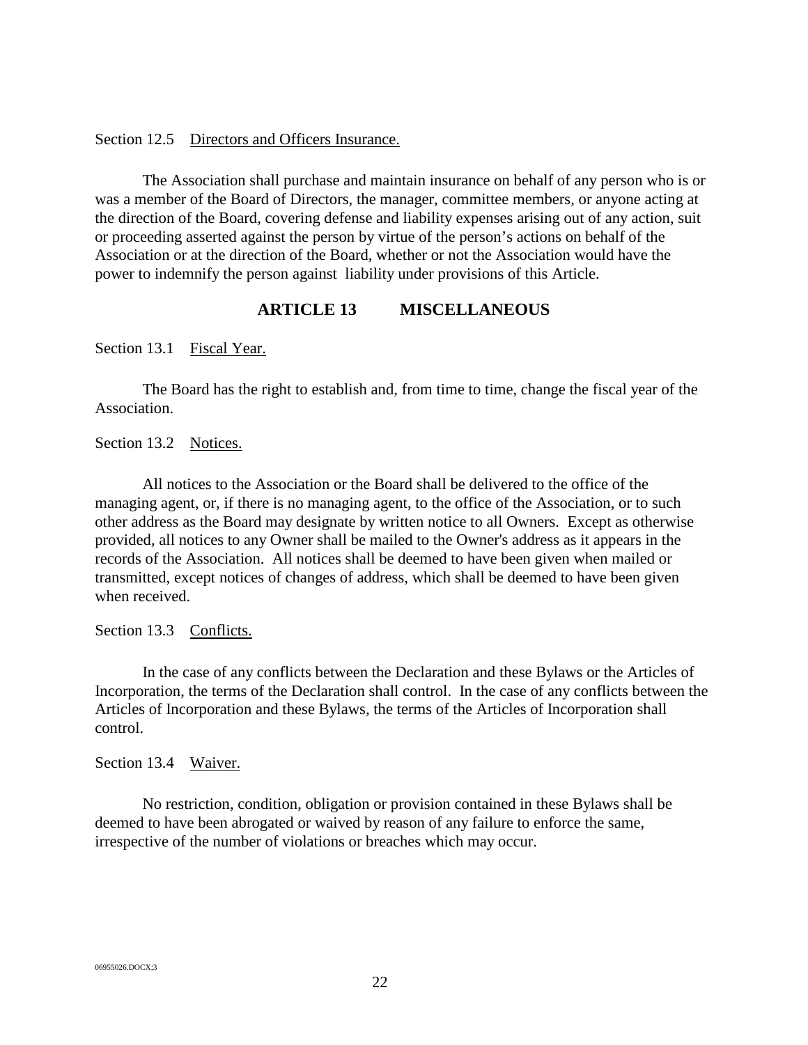Section 12.5 Directors and Officers Insurance.

The Association shall purchase and maintain insurance on behalf of any person who is or was a member of the Board of Directors, the manager, committee members, or anyone acting at the direction of the Board, covering defense and liability expenses arising out of any action, suit or proceeding asserted against the person by virtue of the person's actions on behalf of the Association or at the direction of the Board, whether or not the Association would have the power to indemnify the person against liability under provisions of this Article.

## ARTICLE 13 MISCELLANEOUS

Section 13.1 Fiscal Year.

The Board has the right to establish and, from time to time, change the fiscal year of the Association.

Section 13.2 Notices.

All notices to the Association or the Board shall be delivered to the office of the managing agent, or, if there is no managing agent, to the office of the Association, or to such other address as the Board may designate by written notice to all Owners. Except as otherwise provided, all notices to any Owner shall be mailed to the Owner's address as it appears in the records of the Association. All notices shall be deemed to have been given when mailed or transmitted, except notices of changes of address, which shall be deemed to have been given when received.

Section 13.3 Conflicts.

In the case of any conflicts between the Declaration and these Bylaws or the Articles of Incorporation, the terms of the Declaration shall control. In the case of any conflicts between the Articles of Incorporation and these Bylaws, the terms of the Articles of Incorporation shall control.

Section 13.4 Waiver.

No restriction, condition, obligation or provision contained in these Bylaws shall be deemed to have been abrogated or waived by reason of any failure to enforce the same, irrespective of the number of violations or breaches which may occur.

06955026.DOCX;3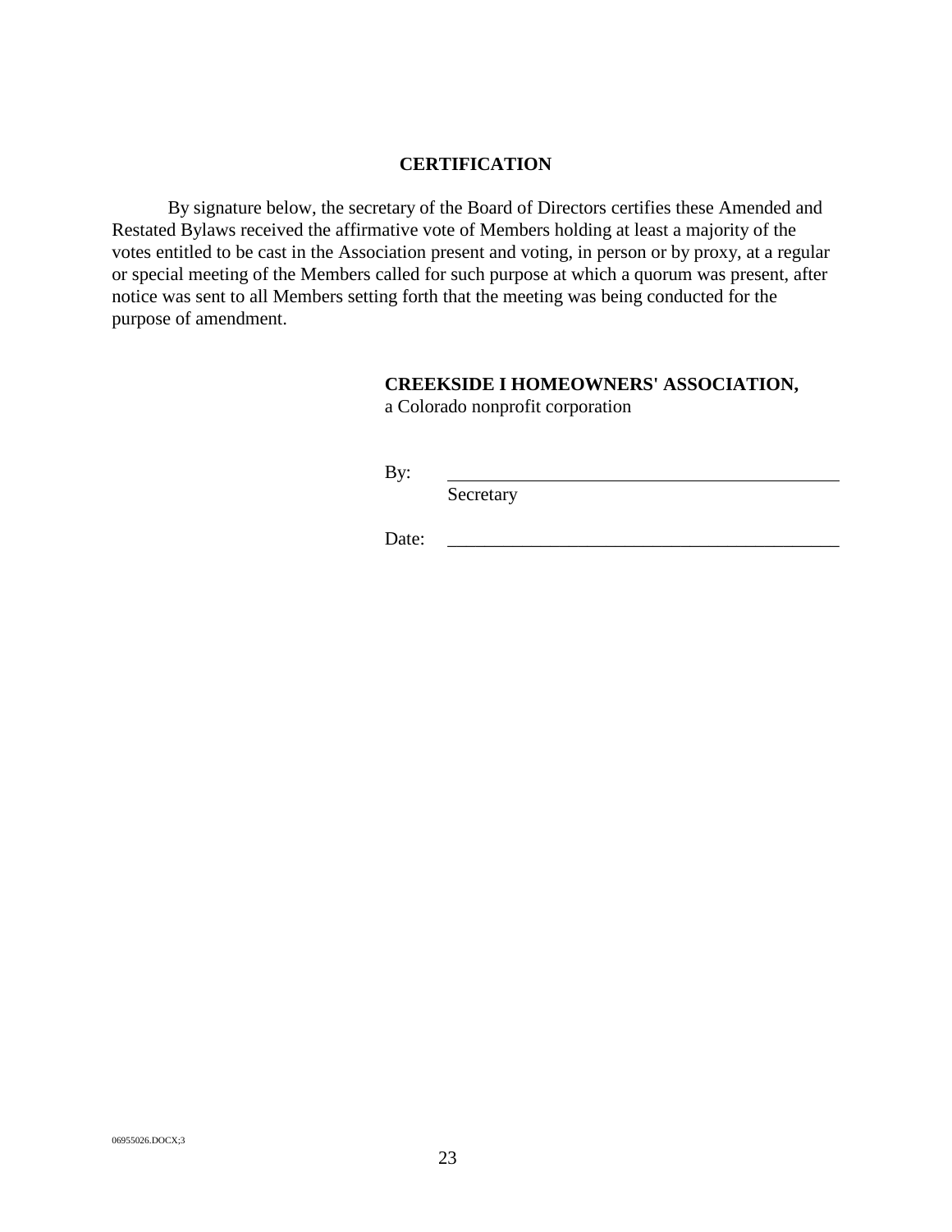## CERTIFICATION

By signature below, the secretary of the Board of Directors certifies these Amended and Restated Bylaws received the affirmative vote of Members holding at least a majority of the votes entitled to be cast in the Association present and voting, in person or by proxy, at a regular or special meeting of the Members called for such purpose at which a quorum was present, after notice was sent to all Members setting forth that the meeting was being conducted for the purpose of amendment.

**CREEKSIDE I HOMEOWNERS' ASSOCIATION,**
a Colorado nonprofit corporation

By: ____________________________________________
Secretary

Date: ____________________________________________

06955026.DOCX;3